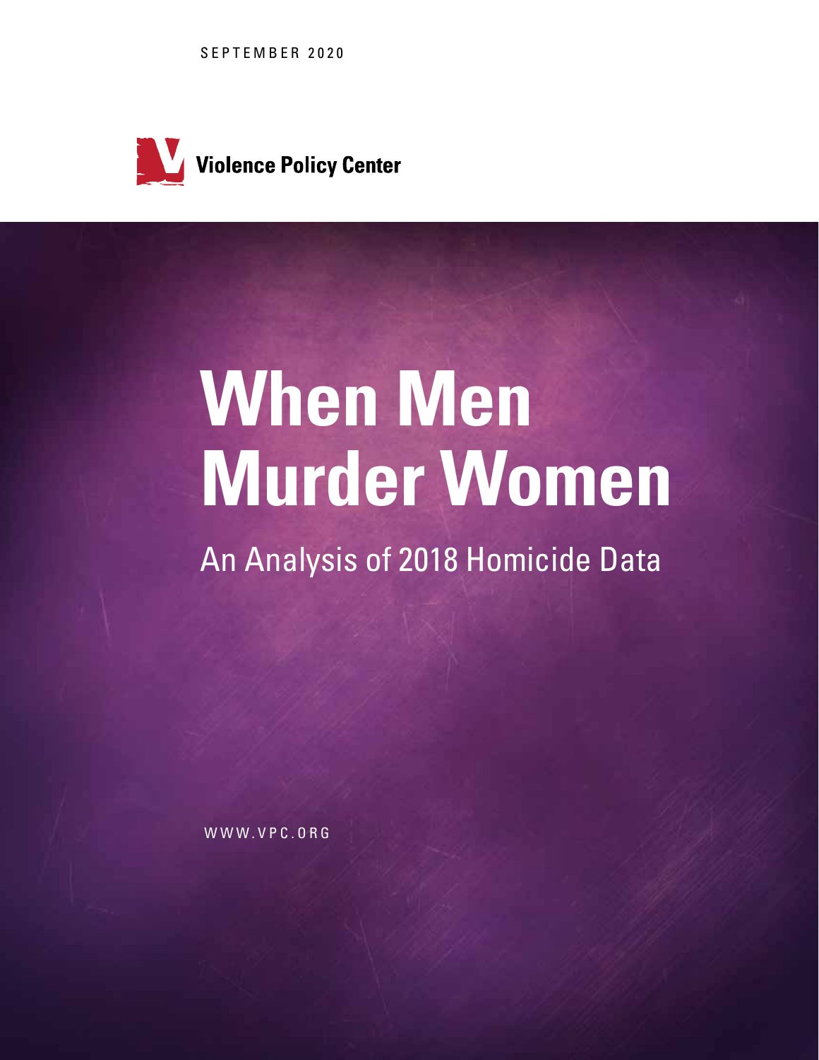SEPTEMBER 2020

Violence Policy Center

# When Men Murder Women

## An Analysis of 2018 Homicide Data

WWW.VPC.ORG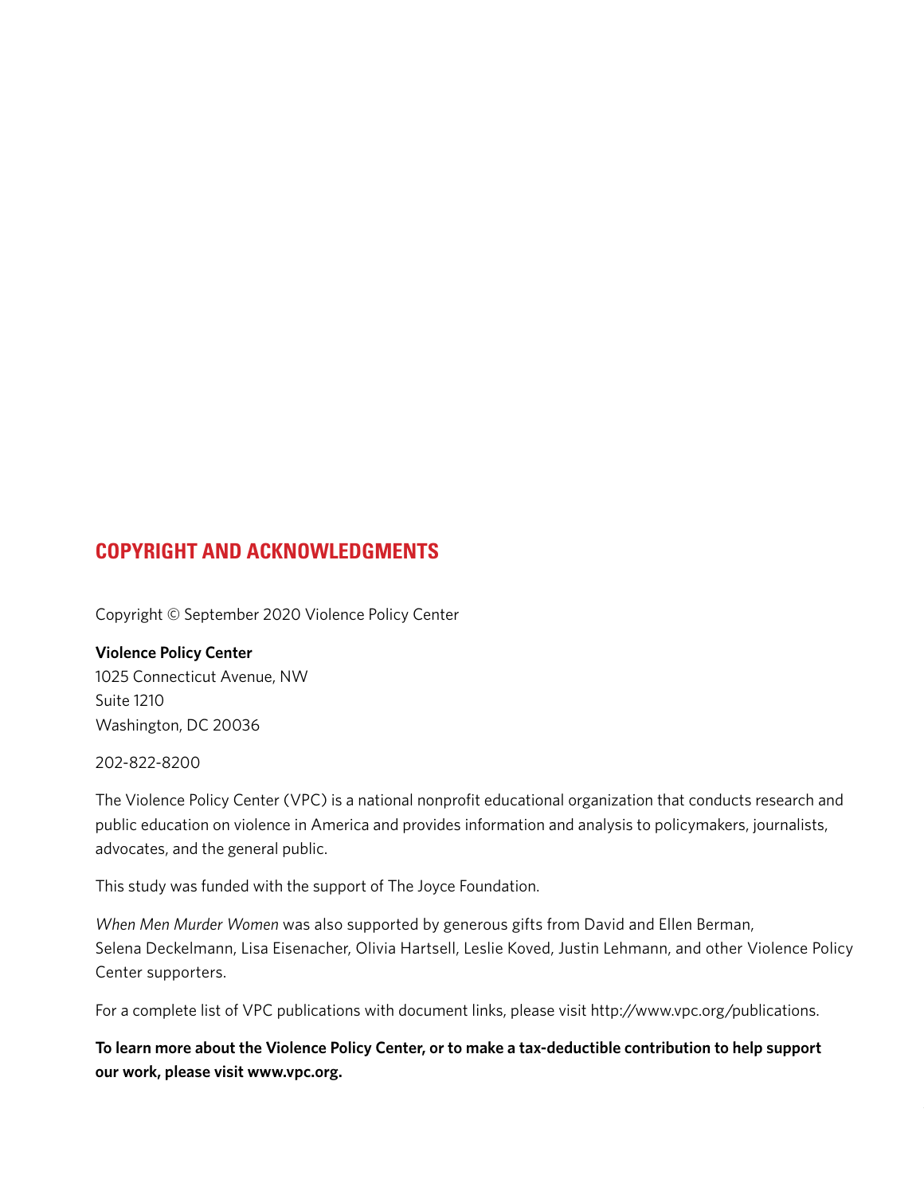## COPYRIGHT AND ACKNOWLEDGMENTS

Copyright © September 2020 Violence Policy Center

**Violence Policy Center**
1025 Connecticut Avenue, NW
Suite 1210
Washington, DC 20036

202-822-8200

The Violence Policy Center (VPC) is a national nonprofit educational organization that conducts research and public education on violence in America and provides information and analysis to policymakers, journalists, advocates, and the general public.

This study was funded with the support of The Joyce Foundation.

*When Men Murder Women* was also supported by generous gifts from David and Ellen Berman, Selena Deckelmann, Lisa Eisenacher, Olivia Hartsell, Leslie Koved, Justin Lehmann, and other Violence Policy Center supporters.

For a complete list of VPC publications with document links, please visit http://www.vpc.org/publications.

**To learn more about the Violence Policy Center, or to make a tax-deductible contribution to help support our work, please visit www.vpc.org.**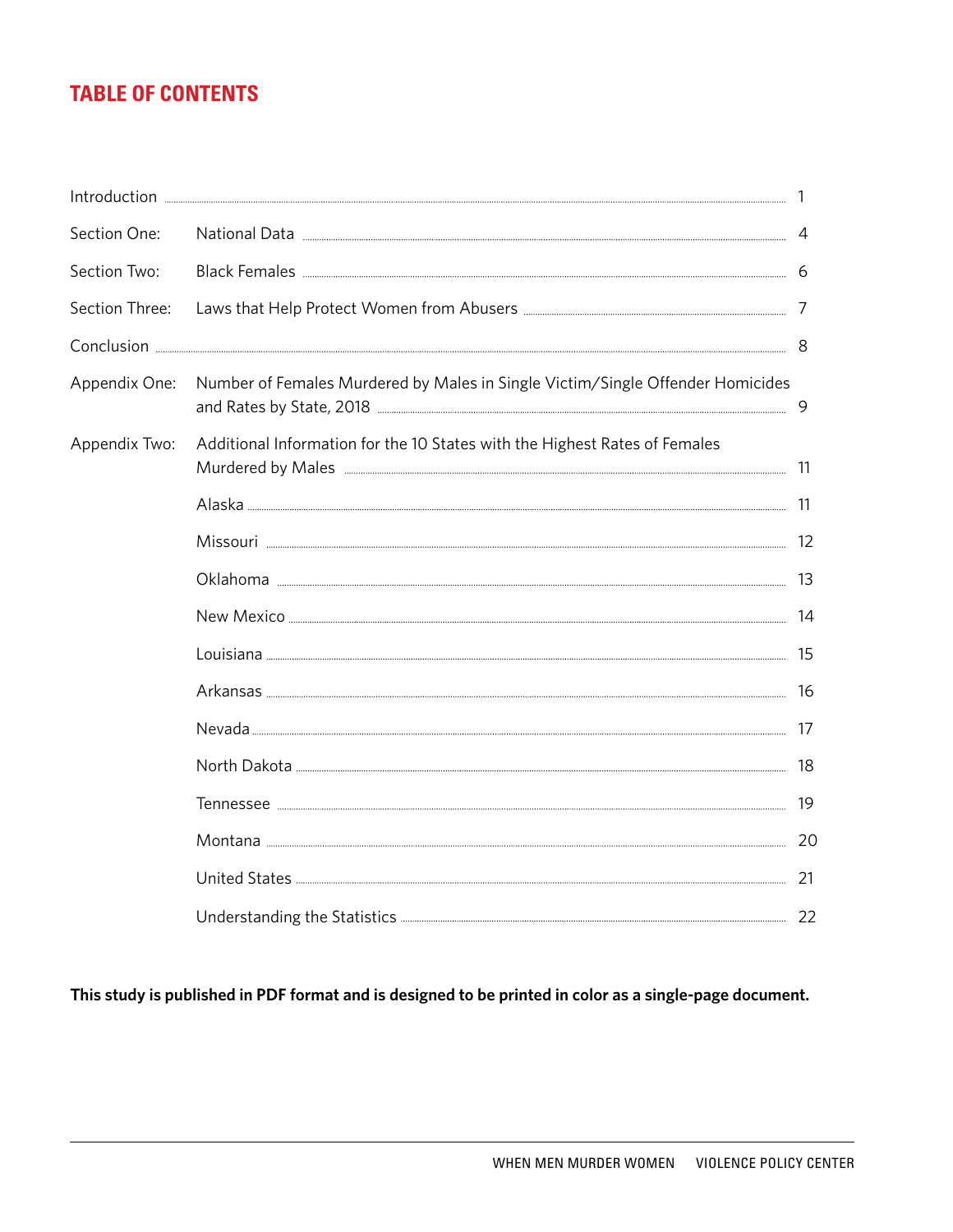# TABLE OF CONTENTS

| | | |
|---|---|---|
| Introduction | | 1 |
| Section One: | National Data | 4 |
| Section Two: | Black Females | 6 |
| Section Three: | Laws that Help Protect Women from Abusers | 7 |
| Conclusion | | 8 |
| Appendix One: | Number of Females Murdered by Males in Single Victim/Single Offender Homicides and Rates by State, 2018 | 9 |
| Appendix Two: | Additional Information for the 10 States with the Highest Rates of Females Murdered by Males | 11 |
| | Alaska | 11 |
| | Missouri | 12 |
| | Oklahoma | 13 |
| | New Mexico | 14 |
| | Louisiana | 15 |
| | Arkansas | 16 |
| | Nevada | 17 |
| | North Dakota | 18 |
| | Tennessee | 19 |
| | Montana | 20 |
| | United States | 21 |
| | Understanding the Statistics | 22 |

**This study is published in PDF format and is designed to be printed in color as a single-page document.**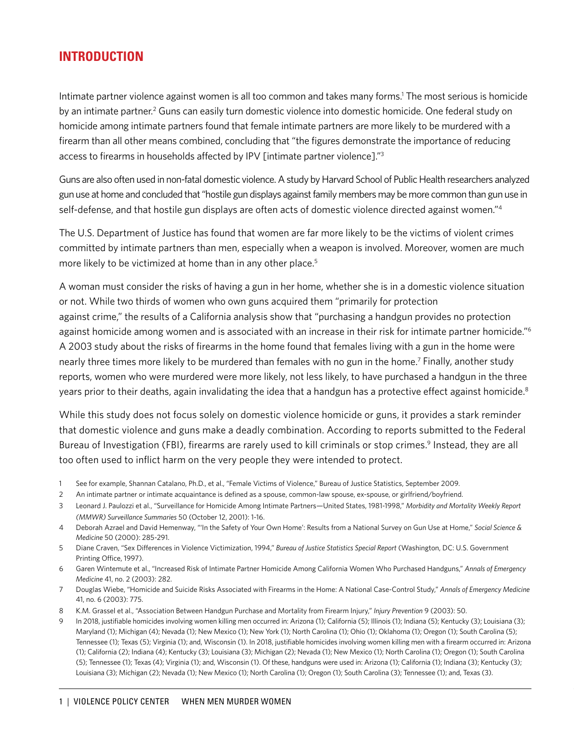## INTRODUCTION

Intimate partner violence against women is all too common and takes many forms.[1] The most serious is homicide by an intimate partner.[2] Guns can easily turn domestic violence into domestic homicide. One federal study on homicide among intimate partners found that female intimate partners are more likely to be murdered with a firearm than all other means combined, concluding that "the figures demonstrate the importance of reducing access to firearms in households affected by IPV [intimate partner violence]."[3]

Guns are also often used in non-fatal domestic violence. A study by Harvard School of Public Health researchers analyzed gun use at home and concluded that "hostile gun displays against family members may be more common than gun use in self-defense, and that hostile gun displays are often acts of domestic violence directed against women."[4]

The U.S. Department of Justice has found that women are far more likely to be the victims of violent crimes committed by intimate partners than men, especially when a weapon is involved. Moreover, women are much more likely to be victimized at home than in any other place.[5]

A woman must consider the risks of having a gun in her home, whether she is in a domestic violence situation or not. While two thirds of women who own guns acquired them "primarily for protection against crime," the results of a California analysis show that "purchasing a handgun provides no protection against homicide among women and is associated with an increase in their risk for intimate partner homicide."[6] A 2003 study about the risks of firearms in the home found that females living with a gun in the home were nearly three times more likely to be murdered than females with no gun in the home.[7] Finally, another study reports, women who were murdered were more likely, not less likely, to have purchased a handgun in the three years prior to their deaths, again invalidating the idea that a handgun has a protective effect against homicide.[8]

While this study does not focus solely on domestic violence homicide or guns, it provides a stark reminder that domestic violence and guns make a deadly combination. According to reports submitted to the Federal Bureau of Investigation (FBI), firearms are rarely used to kill criminals or stop crimes.[9] Instead, they are all too often used to inflict harm on the very people they were intended to protect.

1 See for example, Shannan Catalano, Ph.D., et al., "Female Victims of Violence," Bureau of Justice Statistics, September 2009.

2 An intimate partner or intimate acquaintance is defined as a spouse, common-law spouse, ex-spouse, or girlfriend/boyfriend.

3 Leonard J. Paulozzi et al., "Surveillance for Homicide Among Intimate Partners—United States, 1981-1998," *Morbidity and Mortality Weekly Report (MMWR) Surveillance Summaries* 50 (October 12, 2001): 1-16.

4 Deborah Azrael and David Hemenway, "'In the Safety of Your Own Home': Results from a National Survey on Gun Use at Home," *Social Science & Medicine* 50 (2000): 285-291.

5 Diane Craven, "Sex Differences in Violence Victimization, 1994," *Bureau of Justice Statistics Special Report* (Washington, DC: U.S. Government Printing Office, 1997).

6 Garen Wintemute et al., "Increased Risk of Intimate Partner Homicide Among California Women Who Purchased Handguns," *Annals of Emergency Medicine* 41, no. 2 (2003): 282.

7 Douglas Wiebe, "Homicide and Suicide Risks Associated with Firearms in the Home: A National Case-Control Study," *Annals of Emergency Medicine* 41, no. 6 (2003): 775.

8 K.M. Grassel et al., "Association Between Handgun Purchase and Mortality from Firearm Injury," *Injury Prevention* 9 (2003): 50.

9 In 2018, justifiable homicides involving women killing men occurred in: Arizona (1); California (5); Illinois (1); Indiana (5); Kentucky (3); Louisiana (3); Maryland (1); Michigan (4); Nevada (1); New Mexico (1); New York (1); North Carolina (1); Ohio (1); Oklahoma (1); Oregon (1); South Carolina (5); Tennessee (1); Texas (5); Virginia (1); and, Wisconsin (1). In 2018, justifiable homicides involving women killing men with a firearm occurred in: Arizona (1); California (2); Indiana (4); Kentucky (3); Louisiana (3); Michigan (2); Nevada (1); New Mexico (1); North Carolina (1); Oregon (1); South Carolina (5); Tennessee (1); Texas (4); Virginia (1); and, Wisconsin (1). Of these, handguns were used in: Arizona (1); California (1); Indiana (3); Kentucky (3); Louisiana (3); Michigan (2); Nevada (1); New Mexico (1); North Carolina (1); Oregon (1); South Carolina (3); Tennessee (1); and, Texas (3).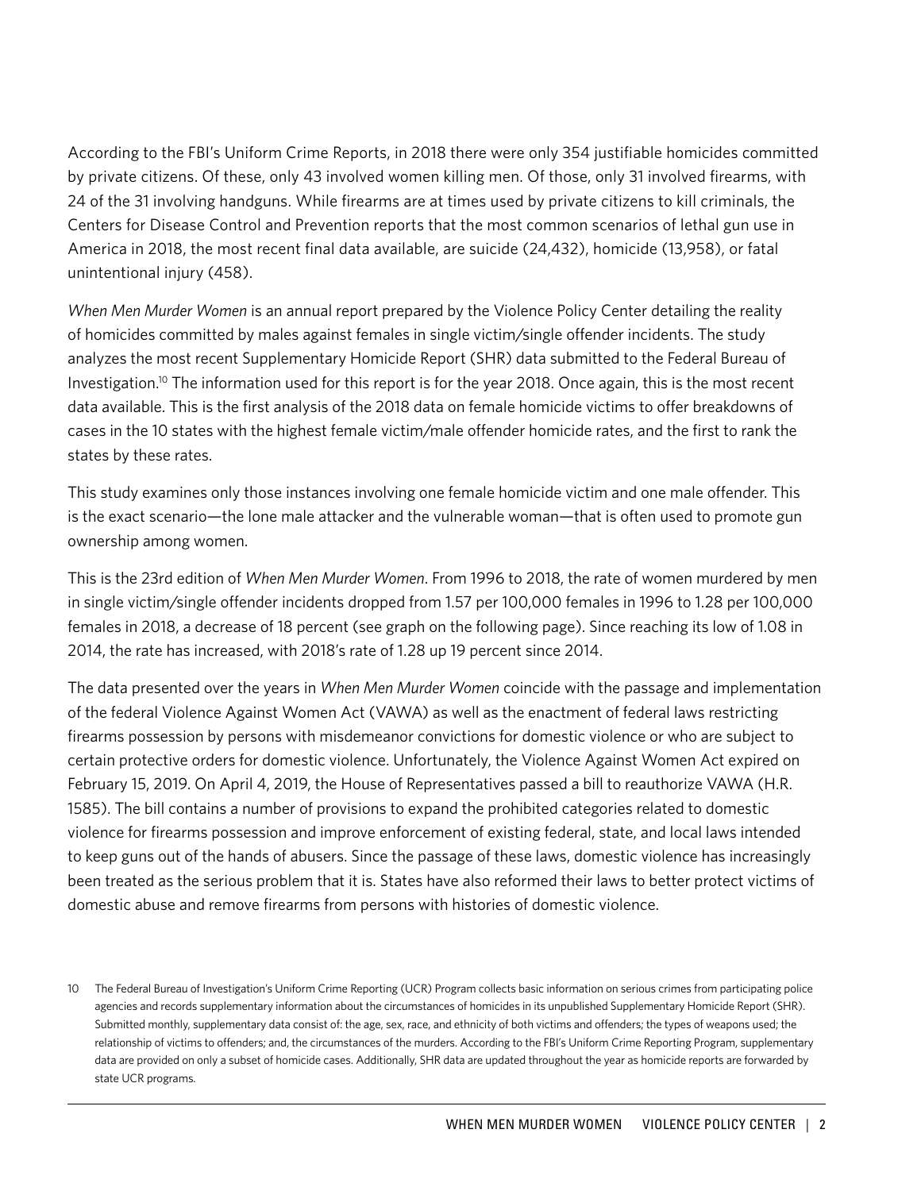According to the FBI's Uniform Crime Reports, in 2018 there were only 354 justifiable homicides committed by private citizens. Of these, only 43 involved women killing men. Of those, only 31 involved firearms, with 24 of the 31 involving handguns. While firearms are at times used by private citizens to kill criminals, the Centers for Disease Control and Prevention reports that the most common scenarios of lethal gun use in America in 2018, the most recent final data available, are suicide (24,432), homicide (13,958), or fatal unintentional injury (458).

*When Men Murder Women* is an annual report prepared by the Violence Policy Center detailing the reality of homicides committed by males against females in single victim/single offender incidents. The study analyzes the most recent Supplementary Homicide Report (SHR) data submitted to the Federal Bureau of Investigation.[10] The information used for this report is for the year 2018. Once again, this is the most recent data available. This is the first analysis of the 2018 data on female homicide victims to offer breakdowns of cases in the 10 states with the highest female victim/male offender homicide rates, and the first to rank the states by these rates.

This study examines only those instances involving one female homicide victim and one male offender. This is the exact scenario—the lone male attacker and the vulnerable woman—that is often used to promote gun ownership among women.

This is the 23rd edition of *When Men Murder Women*. From 1996 to 2018, the rate of women murdered by men in single victim/single offender incidents dropped from 1.57 per 100,000 females in 1996 to 1.28 per 100,000 females in 2018, a decrease of 18 percent (see graph on the following page). Since reaching its low of 1.08 in 2014, the rate has increased, with 2018's rate of 1.28 up 19 percent since 2014.

The data presented over the years in *When Men Murder Women* coincide with the passage and implementation of the federal Violence Against Women Act (VAWA) as well as the enactment of federal laws restricting firearms possession by persons with misdemeanor convictions for domestic violence or who are subject to certain protective orders for domestic violence. Unfortunately, the Violence Against Women Act expired on February 15, 2019. On April 4, 2019, the House of Representatives passed a bill to reauthorize VAWA (H.R. 1585). The bill contains a number of provisions to expand the prohibited categories related to domestic violence for firearms possession and improve enforcement of existing federal, state, and local laws intended to keep guns out of the hands of abusers. Since the passage of these laws, domestic violence has increasingly been treated as the serious problem that it is. States have also reformed their laws to better protect victims of domestic abuse and remove firearms from persons with histories of domestic violence.

---

10 The Federal Bureau of Investigation's Uniform Crime Reporting (UCR) Program collects basic information on serious crimes from participating police agencies and records supplementary information about the circumstances of homicides in its unpublished Supplementary Homicide Report (SHR). Submitted monthly, supplementary data consist of: the age, sex, race, and ethnicity of both victims and offenders; the types of weapons used; the relationship of victims to offenders; and, the circumstances of the murders. According to the FBI's Uniform Crime Reporting Program, supplementary data are provided on only a subset of homicide cases. Additionally, SHR data are updated throughout the year as homicide reports are forwarded by state UCR programs.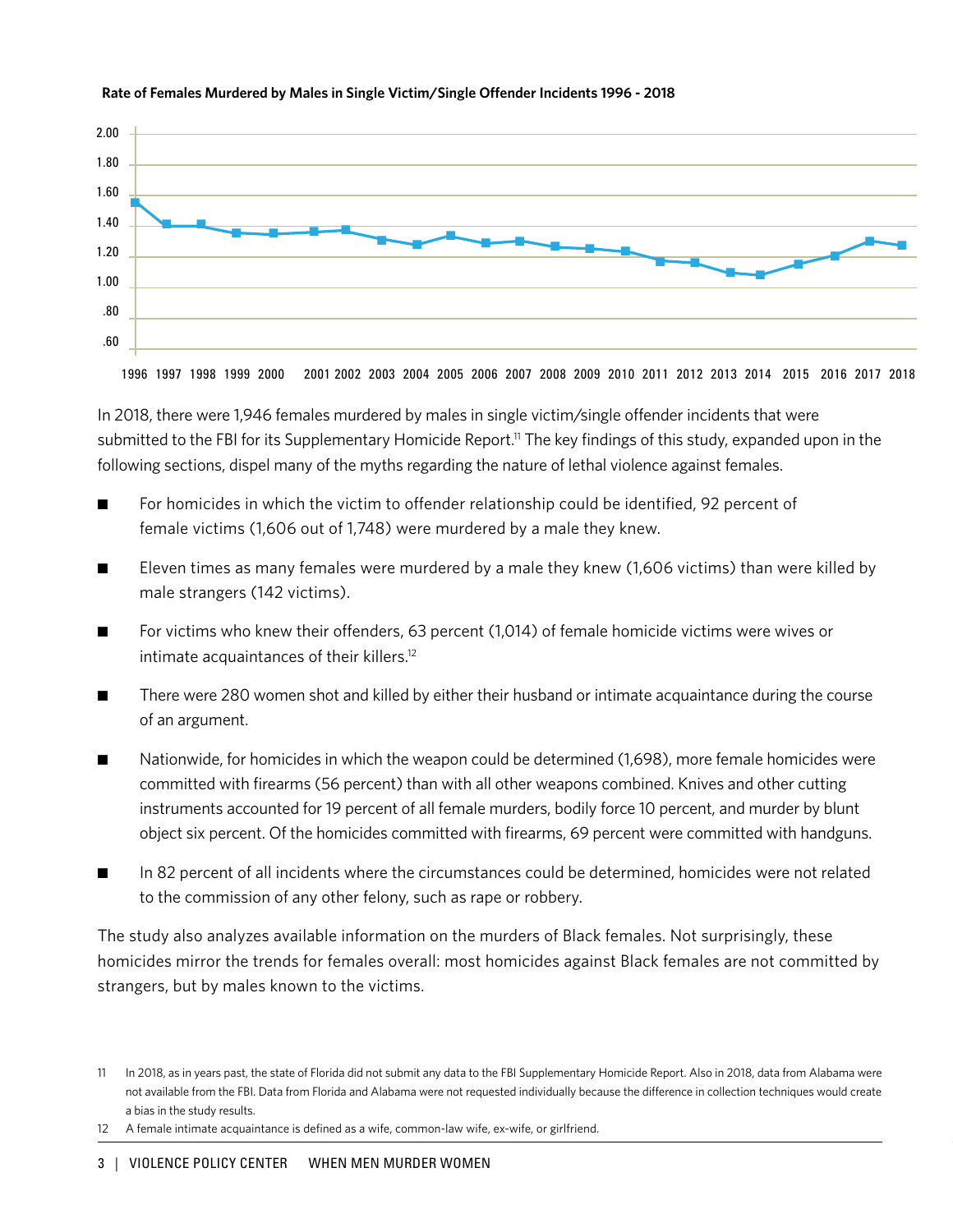**Rate of Females Murdered by Males in Single Victim/Single Offender Incidents 1996 - 2018**

In 2018, there were 1,946 females murdered by males in single victim/single offender incidents that were submitted to the FBI for its Supplementary Homicide Report.[11] The key findings of this study, expanded upon in the following sections, dispel many of the myths regarding the nature of lethal violence against females.

- For homicides in which the victim to offender relationship could be identified, 92 percent of female victims (1,606 out of 1,748) were murdered by a male they knew.
- Eleven times as many females were murdered by a male they knew (1,606 victims) than were killed by male strangers (142 victims).
- For victims who knew their offenders, 63 percent (1,014) of female homicide victims were wives or intimate acquaintances of their killers.[12]
- There were 280 women shot and killed by either their husband or intimate acquaintance during the course of an argument.
- Nationwide, for homicides in which the weapon could be determined (1,698), more female homicides were committed with firearms (56 percent) than with all other weapons combined. Knives and other cutting instruments accounted for 19 percent of all female murders, bodily force 10 percent, and murder by blunt object six percent. Of the homicides committed with firearms, 69 percent were committed with handguns.
- In 82 percent of all incidents where the circumstances could be determined, homicides were not related to the commission of any other felony, such as rape or robbery.

The study also analyzes available information on the murders of Black females. Not surprisingly, these homicides mirror the trends for females overall: most homicides against Black females are not committed by strangers, but by males known to the victims.

11 In 2018, as in years past, the state of Florida did not submit any data to the FBI Supplementary Homicide Report. Also in 2018, data from Alabama were not available from the FBI. Data from Florida and Alabama were not requested individually because the difference in collection techniques would create a bias in the study results.

12 A female intimate acquaintance is defined as a wife, common-law wife, ex-wife, or girlfriend.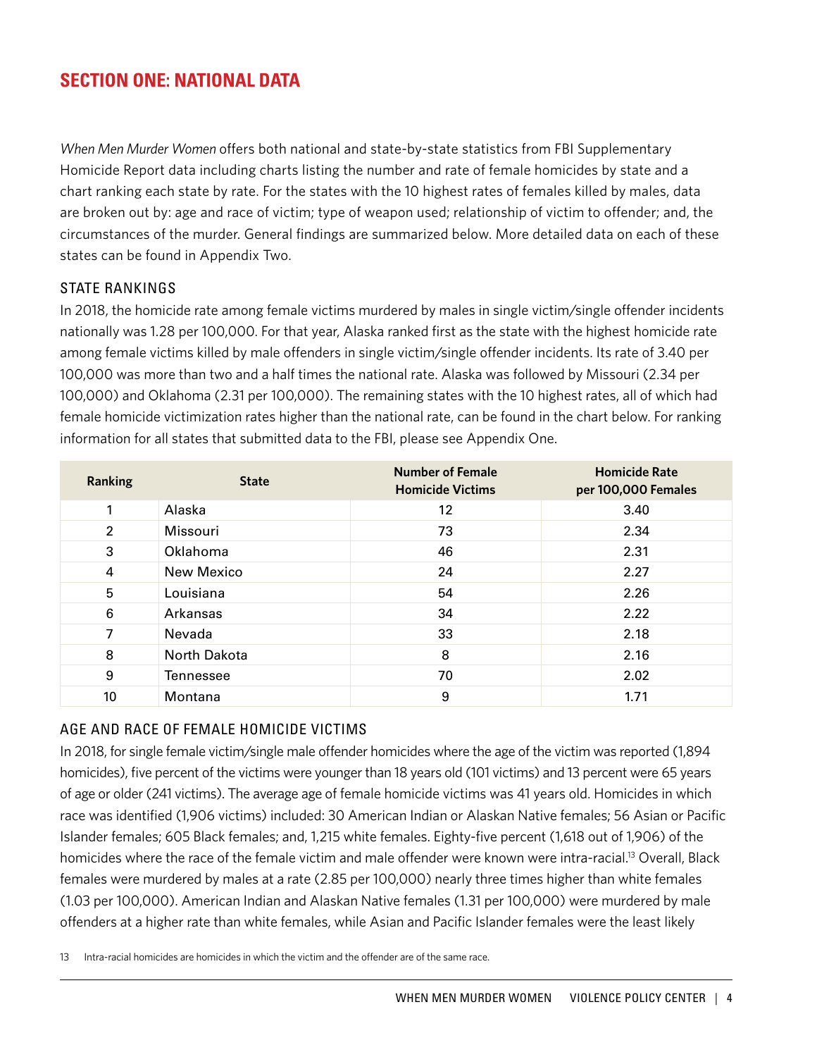## SECTION ONE: NATIONAL DATA

*When Men Murder Women* offers both national and state-by-state statistics from FBI Supplementary Homicide Report data including charts listing the number and rate of female homicides by state and a chart ranking each state by rate. For the states with the 10 highest rates of females killed by males, data are broken out by: age and race of victim; type of weapon used; relationship of victim to offender; and, the circumstances of the murder. General findings are summarized below. More detailed data on each of these states can be found in Appendix Two.

### STATE RANKINGS

In 2018, the homicide rate among female victims murdered by males in single victim/single offender incidents nationally was 1.28 per 100,000. For that year, Alaska ranked first as the state with the highest homicide rate among female victims killed by male offenders in single victim/single offender incidents. Its rate of 3.40 per 100,000 was more than two and a half times the national rate. Alaska was followed by Missouri (2.34 per 100,000) and Oklahoma (2.31 per 100,000). The remaining states with the 10 highest rates, all of which had female homicide victimization rates higher than the national rate, can be found in the chart below. For ranking information for all states that submitted data to the FBI, please see Appendix One.

| Ranking | State | Number of Female Homicide Victims | Homicide Rate per 100,000 Females |
|---|---|---|---|
| 1 | Alaska | 12 | 3.40 |
| 2 | Missouri | 73 | 2.34 |
| 3 | Oklahoma | 46 | 2.31 |
| 4 | New Mexico | 24 | 2.27 |
| 5 | Louisiana | 54 | 2.26 |
| 6 | Arkansas | 34 | 2.22 |
| 7 | Nevada | 33 | 2.18 |
| 8 | North Dakota | 8 | 2.16 |
| 9 | Tennessee | 70 | 2.02 |
| 10 | Montana | 9 | 1.71 |

### AGE AND RACE OF FEMALE HOMICIDE VICTIMS

In 2018, for single female victim/single male offender homicides where the age of the victim was reported (1,894 homicides), five percent of the victims were younger than 18 years old (101 victims) and 13 percent were 65 years of age or older (241 victims). The average age of female homicide victims was 41 years old. Homicides in which race was identified (1,906 victims) included: 30 American Indian or Alaskan Native females; 56 Asian or Pacific Islander females; 605 Black females; and, 1,215 white females. Eighty-five percent (1,618 out of 1,906) of the homicides where the race of the female victim and male offender were known were intra-racial.[13] Overall, Black females were murdered by males at a rate (2.85 per 100,000) nearly three times higher than white females (1.03 per 100,000). American Indian and Alaskan Native females (1.31 per 100,000) were murdered by male offenders at a higher rate than white females, while Asian and Pacific Islander females were the least likely

13 Intra-racial homicides are homicides in which the victim and the offender are of the same race.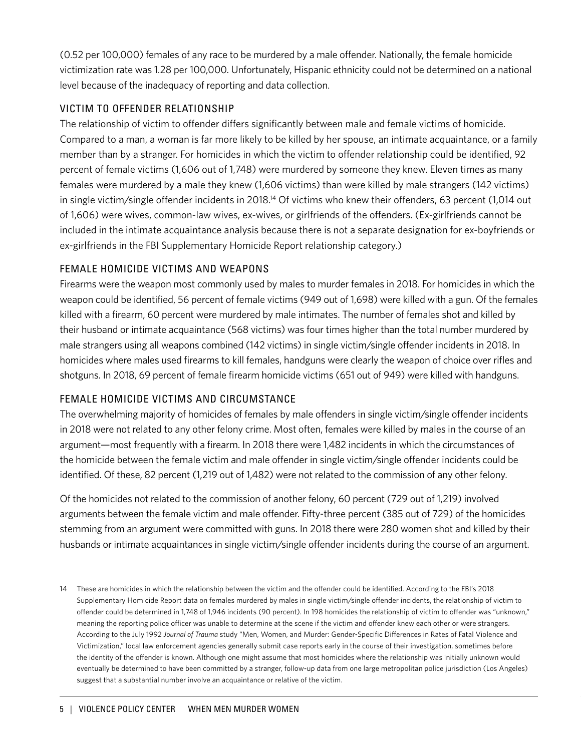(0.52 per 100,000) females of any race to be murdered by a male offender. Nationally, the female homicide victimization rate was 1.28 per 100,000. Unfortunately, Hispanic ethnicity could not be determined on a national level because of the inadequacy of reporting and data collection.

## VICTIM TO OFFENDER RELATIONSHIP

The relationship of victim to offender differs significantly between male and female victims of homicide. Compared to a man, a woman is far more likely to be killed by her spouse, an intimate acquaintance, or a family member than by a stranger. For homicides in which the victim to offender relationship could be identified, 92 percent of female victims (1,606 out of 1,748) were murdered by someone they knew. Eleven times as many females were murdered by a male they knew (1,606 victims) than were killed by male strangers (142 victims) in single victim/single offender incidents in 2018.[14] Of victims who knew their offenders, 63 percent (1,014 out of 1,606) were wives, common-law wives, ex-wives, or girlfriends of the offenders. (Ex-girlfriends cannot be included in the intimate acquaintance analysis because there is not a separate designation for ex-boyfriends or ex-girlfriends in the FBI Supplementary Homicide Report relationship category.)

## FEMALE HOMICIDE VICTIMS AND WEAPONS

Firearms were the weapon most commonly used by males to murder females in 2018. For homicides in which the weapon could be identified, 56 percent of female victims (949 out of 1,698) were killed with a gun. Of the females killed with a firearm, 60 percent were murdered by male intimates. The number of females shot and killed by their husband or intimate acquaintance (568 victims) was four times higher than the total number murdered by male strangers using all weapons combined (142 victims) in single victim/single offender incidents in 2018. In homicides where males used firearms to kill females, handguns were clearly the weapon of choice over rifles and shotguns. In 2018, 69 percent of female firearm homicide victims (651 out of 949) were killed with handguns.

## FEMALE HOMICIDE VICTIMS AND CIRCUMSTANCE

The overwhelming majority of homicides of females by male offenders in single victim/single offender incidents in 2018 were not related to any other felony crime. Most often, females were killed by males in the course of an argument—most frequently with a firearm. In 2018 there were 1,482 incidents in which the circumstances of the homicide between the female victim and male offender in single victim/single offender incidents could be identified. Of these, 82 percent (1,219 out of 1,482) were not related to the commission of any other felony.

Of the homicides not related to the commission of another felony, 60 percent (729 out of 1,219) involved arguments between the female victim and male offender. Fifty-three percent (385 out of 729) of the homicides stemming from an argument were committed with guns. In 2018 there were 280 women shot and killed by their husbands or intimate acquaintances in single victim/single offender incidents during the course of an argument.

14 These are homicides in which the relationship between the victim and the offender could be identified. According to the FBI's 2018 Supplementary Homicide Report data on females murdered by males in single victim/single offender incidents, the relationship of victim to offender could be determined in 1,748 of 1,946 incidents (90 percent). In 198 homicides the relationship of victim to offender was "unknown," meaning the reporting police officer was unable to determine at the scene if the victim and offender knew each other or were strangers. According to the July 1992 *Journal of Trauma* study "Men, Women, and Murder: Gender-Specific Differences in Rates of Fatal Violence and Victimization," local law enforcement agencies generally submit case reports early in the course of their investigation, sometimes before the identity of the offender is known. Although one might assume that most homicides where the relationship was initially unknown would eventually be determined to have been committed by a stranger, follow-up data from one large metropolitan police jurisdiction (Los Angeles) suggest that a substantial number involve an acquaintance or relative of the victim.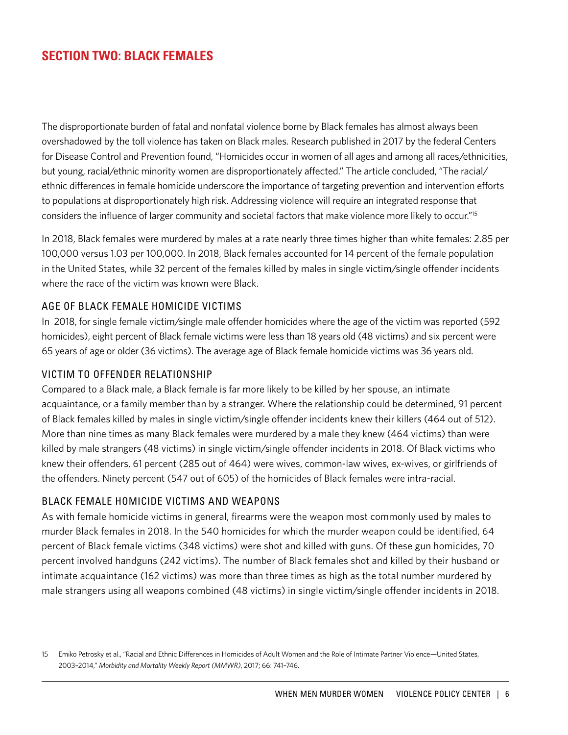## SECTION TWO: BLACK FEMALES

The disproportionate burden of fatal and nonfatal violence borne by Black females has almost always been overshadowed by the toll violence has taken on Black males. Research published in 2017 by the federal Centers for Disease Control and Prevention found, "Homicides occur in women of all ages and among all races/ethnicities, but young, racial/ethnic minority women are disproportionately affected." The article concluded, "The racial/ethnic differences in female homicide underscore the importance of targeting prevention and intervention efforts to populations at disproportionately high risk. Addressing violence will require an integrated response that considers the influence of larger community and societal factors that make violence more likely to occur."[15]

In 2018, Black females were murdered by males at a rate nearly three times higher than white females: 2.85 per 100,000 versus 1.03 per 100,000. In 2018, Black females accounted for 14 percent of the female population in the United States, while 32 percent of the females killed by males in single victim/single offender incidents where the race of the victim was known were Black.

### AGE OF BLACK FEMALE HOMICIDE VICTIMS

In 2018, for single female victim/single male offender homicides where the age of the victim was reported (592 homicides), eight percent of Black female victims were less than 18 years old (48 victims) and six percent were 65 years of age or older (36 victims). The average age of Black female homicide victims was 36 years old.

### VICTIM TO OFFENDER RELATIONSHIP

Compared to a Black male, a Black female is far more likely to be killed by her spouse, an intimate acquaintance, or a family member than by a stranger. Where the relationship could be determined, 91 percent of Black females killed by males in single victim/single offender incidents knew their killers (464 out of 512). More than nine times as many Black females were murdered by a male they knew (464 victims) than were killed by male strangers (48 victims) in single victim/single offender incidents in 2018. Of Black victims who knew their offenders, 61 percent (285 out of 464) were wives, common-law wives, ex-wives, or girlfriends of the offenders. Ninety percent (547 out of 605) of the homicides of Black females were intra-racial.

### BLACK FEMALE HOMICIDE VICTIMS AND WEAPONS

As with female homicide victims in general, firearms were the weapon most commonly used by males to murder Black females in 2018. In the 540 homicides for which the murder weapon could be identified, 64 percent of Black female victims (348 victims) were shot and killed with guns. Of these gun homicides, 70 percent involved handguns (242 victims). The number of Black females shot and killed by their husband or intimate acquaintance (162 victims) was more than three times as high as the total number murdered by male strangers using all weapons combined (48 victims) in single victim/single offender incidents in 2018.

15 Emiko Petrosky et al., "Racial and Ethnic Differences in Homicides of Adult Women and the Role of Intimate Partner Violence—United States, 2003–2014," *Morbidity and Mortality Weekly Report (MMWR)*, 2017; 66: 741–746.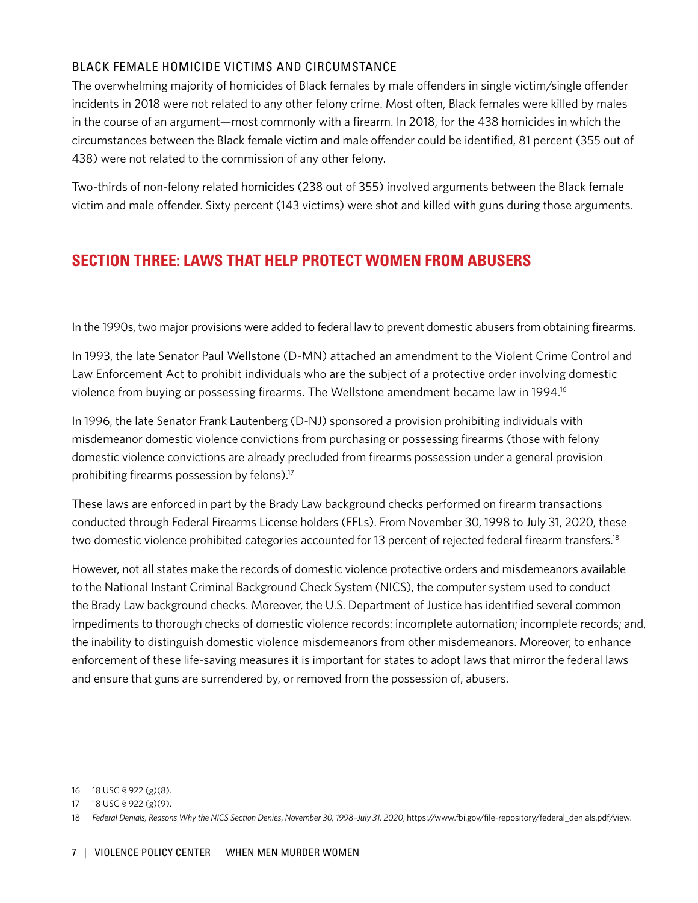### BLACK FEMALE HOMICIDE VICTIMS AND CIRCUMSTANCE

The overwhelming majority of homicides of Black females by male offenders in single victim/single offender incidents in 2018 were not related to any other felony crime. Most often, Black females were killed by males in the course of an argument—most commonly with a firearm. In 2018, for the 438 homicides in which the circumstances between the Black female victim and male offender could be identified, 81 percent (355 out of 438) were not related to the commission of any other felony.

Two-thirds of non-felony related homicides (238 out of 355) involved arguments between the Black female victim and male offender. Sixty percent (143 victims) were shot and killed with guns during those arguments.

## SECTION THREE: LAWS THAT HELP PROTECT WOMEN FROM ABUSERS

In the 1990s, two major provisions were added to federal law to prevent domestic abusers from obtaining firearms.

In 1993, the late Senator Paul Wellstone (D-MN) attached an amendment to the Violent Crime Control and Law Enforcement Act to prohibit individuals who are the subject of a protective order involving domestic violence from buying or possessing firearms. The Wellstone amendment became law in 1994.[16]

In 1996, the late Senator Frank Lautenberg (D-NJ) sponsored a provision prohibiting individuals with misdemeanor domestic violence convictions from purchasing or possessing firearms (those with felony domestic violence convictions are already precluded from firearms possession under a general provision prohibiting firearms possession by felons).[17]

These laws are enforced in part by the Brady Law background checks performed on firearm transactions conducted through Federal Firearms License holders (FFLs). From November 30, 1998 to July 31, 2020, these two domestic violence prohibited categories accounted for 13 percent of rejected federal firearm transfers.[18]

However, not all states make the records of domestic violence protective orders and misdemeanors available to the National Instant Criminal Background Check System (NICS), the computer system used to conduct the Brady Law background checks. Moreover, the U.S. Department of Justice has identified several common impediments to thorough checks of domestic violence records: incomplete automation; incomplete records; and, the inability to distinguish domestic violence misdemeanors from other misdemeanors. Moreover, to enhance enforcement of these life-saving measures it is important for states to adopt laws that mirror the federal laws and ensure that guns are surrendered by, or removed from the possession of, abusers.

16 18 USC § 922 (g)(8).

17 18 USC § 922 (g)(9).

18 *Federal Denials, Reasons Why the NICS Section Denies, November 30, 1998–July 31, 2020*, https://www.fbi.gov/file-repository/federal_denials.pdf/view.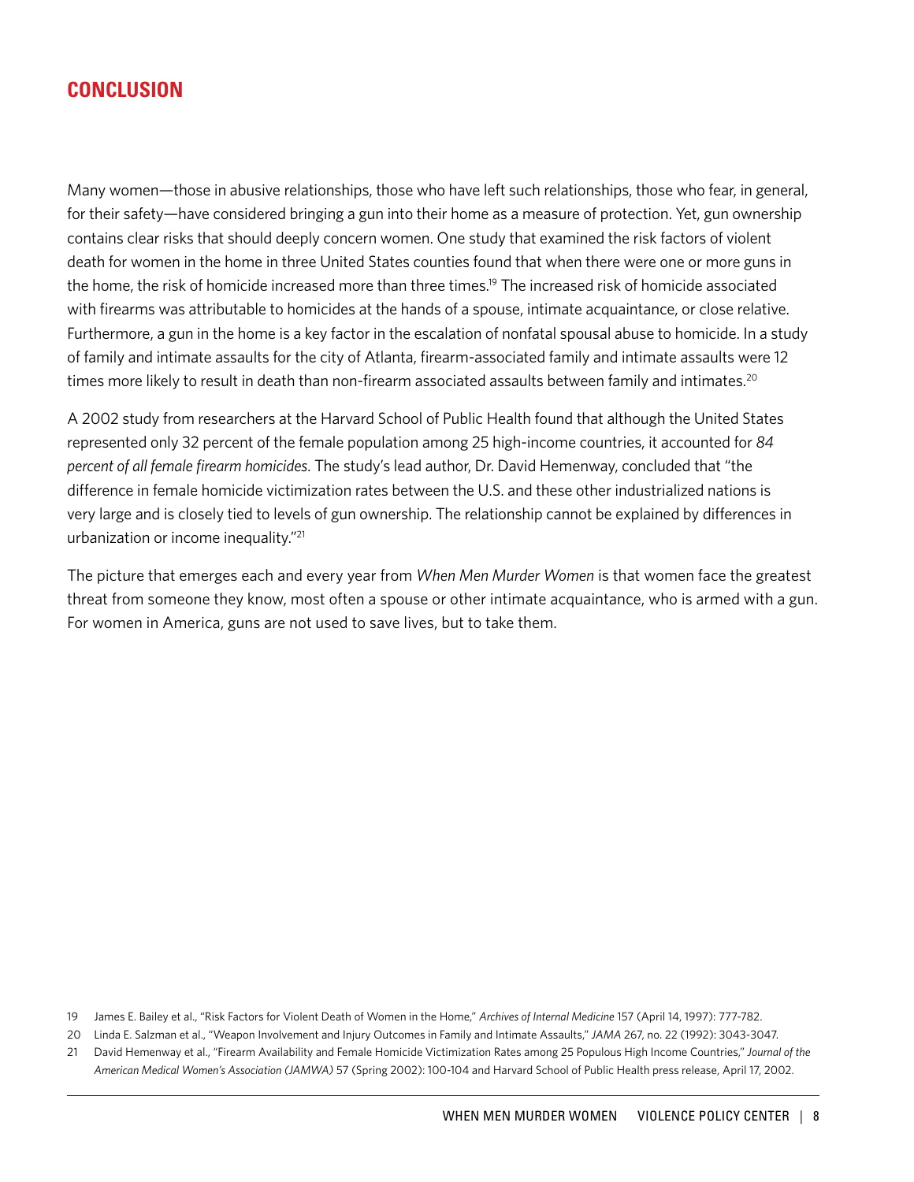## CONCLUSION

Many women—those in abusive relationships, those who have left such relationships, those who fear, in general, for their safety—have considered bringing a gun into their home as a measure of protection. Yet, gun ownership contains clear risks that should deeply concern women. One study that examined the risk factors of violent death for women in the home in three United States counties found that when there were one or more guns in the home, the risk of homicide increased more than three times.[19] The increased risk of homicide associated with firearms was attributable to homicides at the hands of a spouse, intimate acquaintance, or close relative. Furthermore, a gun in the home is a key factor in the escalation of nonfatal spousal abuse to homicide. In a study of family and intimate assaults for the city of Atlanta, firearm-associated family and intimate assaults were 12 times more likely to result in death than non-firearm associated assaults between family and intimates.[20]

A 2002 study from researchers at the Harvard School of Public Health found that although the United States represented only 32 percent of the female population among 25 high-income countries, it accounted for *84 percent of all female firearm homicides*. The study's lead author, Dr. David Hemenway, concluded that "the difference in female homicide victimization rates between the U.S. and these other industrialized nations is very large and is closely tied to levels of gun ownership. The relationship cannot be explained by differences in urbanization or income inequality."[21]

The picture that emerges each and every year from *When Men Murder Women* is that women face the greatest threat from someone they know, most often a spouse or other intimate acquaintance, who is armed with a gun. For women in America, guns are not used to save lives, but to take them.

19 James E. Bailey et al., "Risk Factors for Violent Death of Women in the Home," *Archives of Internal Medicine* 157 (April 14, 1997): 777-782.

20 Linda E. Salzman et al., "Weapon Involvement and Injury Outcomes in Family and Intimate Assaults," *JAMA* 267, no. 22 (1992): 3043-3047.

21 David Hemenway et al., "Firearm Availability and Female Homicide Victimization Rates among 25 Populous High Income Countries," *Journal of the American Medical Women's Association (JAMWA)* 57 (Spring 2002): 100-104 and Harvard School of Public Health press release, April 17, 2002.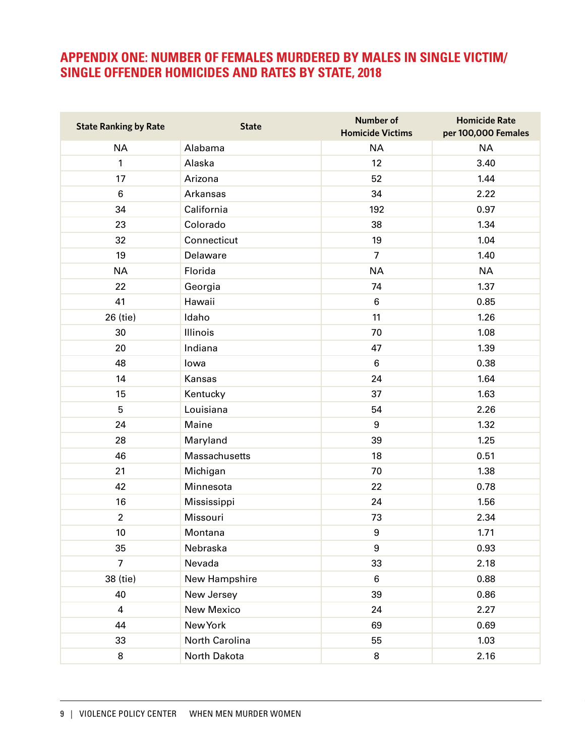## APPENDIX ONE: NUMBER OF FEMALES MURDERED BY MALES IN SINGLE VICTIM/SINGLE OFFENDER HOMICIDES AND RATES BY STATE, 2018

| State Ranking by Rate | State | Number of Homicide Victims | Homicide Rate per 100,000 Females |
|---|---|---|---|
| NA | Alabama | NA | NA |
| 1 | Alaska | 12 | 3.40 |
| 17 | Arizona | 52 | 1.44 |
| 6 | Arkansas | 34 | 2.22 |
| 34 | California | 192 | 0.97 |
| 23 | Colorado | 38 | 1.34 |
| 32 | Connecticut | 19 | 1.04 |
| 19 | Delaware | 7 | 1.40 |
| NA | Florida | NA | NA |
| 22 | Georgia | 74 | 1.37 |
| 41 | Hawaii | 6 | 0.85 |
| 26 (tie) | Idaho | 11 | 1.26 |
| 30 | Illinois | 70 | 1.08 |
| 20 | Indiana | 47 | 1.39 |
| 48 | Iowa | 6 | 0.38 |
| 14 | Kansas | 24 | 1.64 |
| 15 | Kentucky | 37 | 1.63 |
| 5 | Louisiana | 54 | 2.26 |
| 24 | Maine | 9 | 1.32 |
| 28 | Maryland | 39 | 1.25 |
| 46 | Massachusetts | 18 | 0.51 |
| 21 | Michigan | 70 | 1.38 |
| 42 | Minnesota | 22 | 0.78 |
| 16 | Mississippi | 24 | 1.56 |
| 2 | Missouri | 73 | 2.34 |
| 10 | Montana | 9 | 1.71 |
| 35 | Nebraska | 9 | 0.93 |
| 7 | Nevada | 33 | 2.18 |
| 38 (tie) | New Hampshire | 6 | 0.88 |
| 40 | New Jersey | 39 | 0.86 |
| 4 | New Mexico | 24 | 2.27 |
| 44 | New York | 69 | 0.69 |
| 33 | North Carolina | 55 | 1.03 |
| 8 | North Dakota | 8 | 2.16 |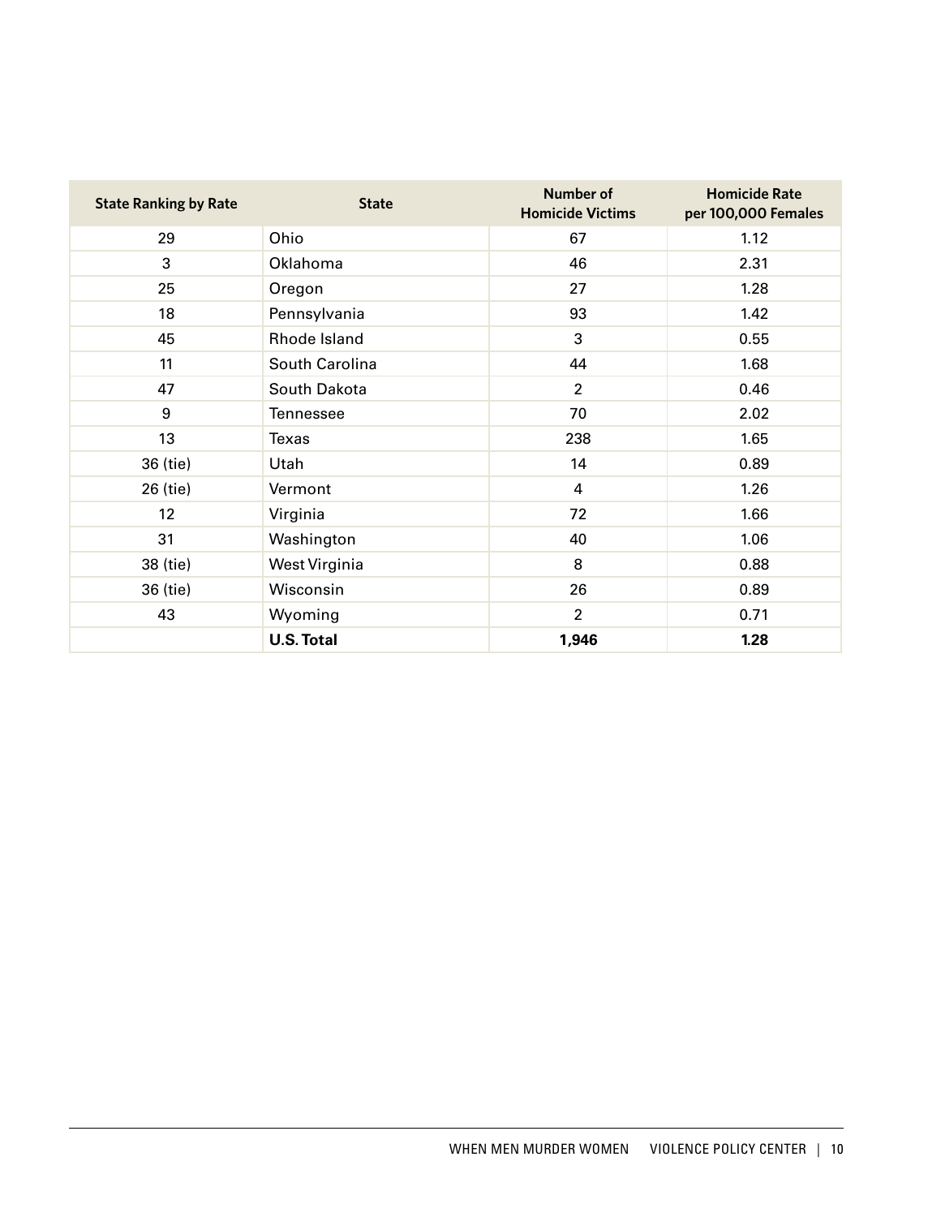| State Ranking by Rate | State | Number of Homicide Victims | Homicide Rate per 100,000 Females |
|---|---|---|---|
| 29 | Ohio | 67 | 1.12 |
| 3 | Oklahoma | 46 | 2.31 |
| 25 | Oregon | 27 | 1.28 |
| 18 | Pennsylvania | 93 | 1.42 |
| 45 | Rhode Island | 3 | 0.55 |
| 11 | South Carolina | 44 | 1.68 |
| 47 | South Dakota | 2 | 0.46 |
| 9 | Tennessee | 70 | 2.02 |
| 13 | Texas | 238 | 1.65 |
| 36 (tie) | Utah | 14 | 0.89 |
| 26 (tie) | Vermont | 4 | 1.26 |
| 12 | Virginia | 72 | 1.66 |
| 31 | Washington | 40 | 1.06 |
| 38 (tie) | West Virginia | 8 | 0.88 |
| 36 (tie) | Wisconsin | 26 | 0.89 |
| 43 | Wyoming | 2 | 0.71 |
| | **U.S. Total** | **1,946** | **1.28** |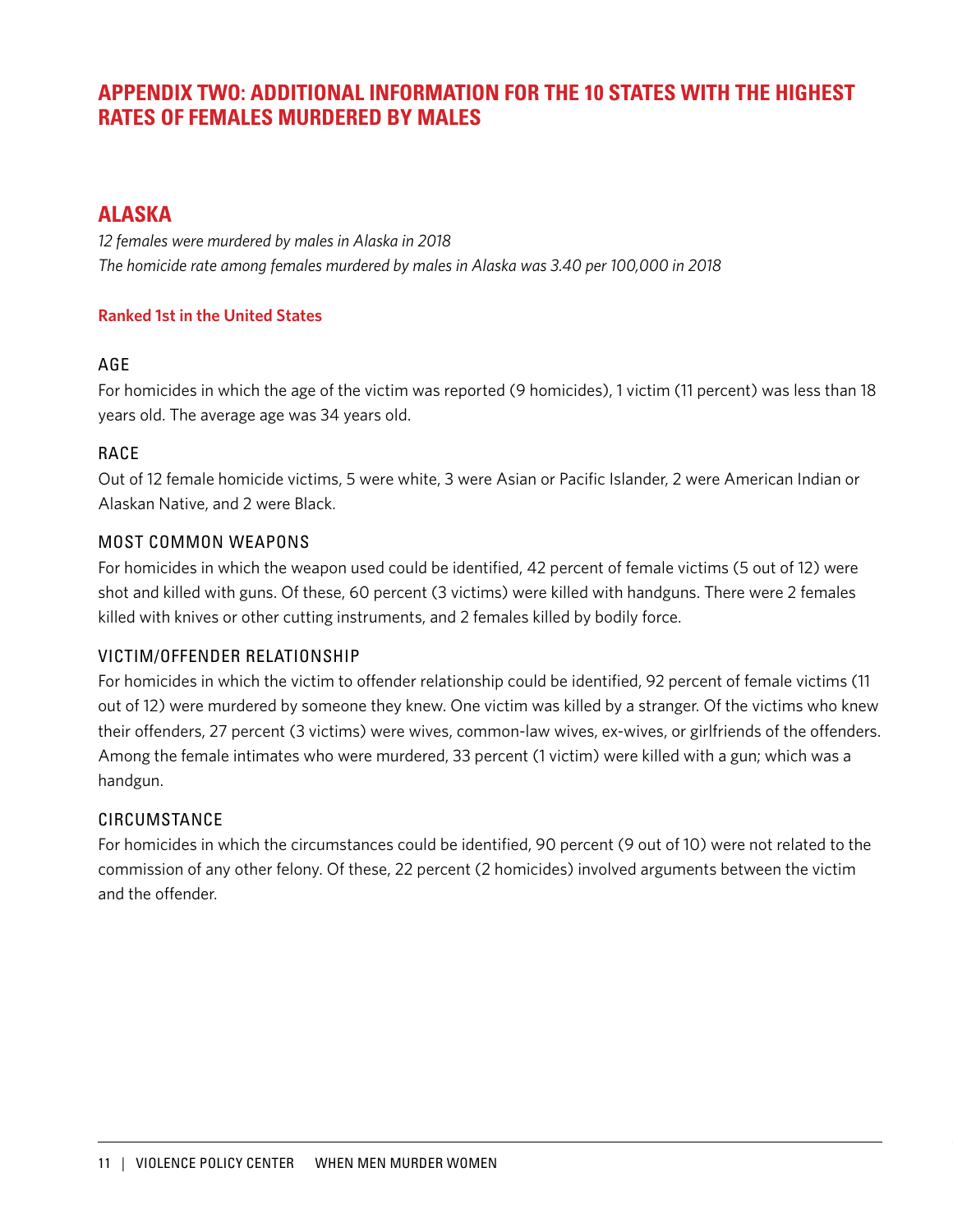# APPENDIX TWO: ADDITIONAL INFORMATION FOR THE 10 STATES WITH THE HIGHEST RATES OF FEMALES MURDERED BY MALES

## ALASKA

*12 females were murdered by males in Alaska in 2018*
*The homicide rate among females murdered by males in Alaska was 3.40 per 100,000 in 2018*

**Ranked 1st in the United States**

### AGE

For homicides in which the age of the victim was reported (9 homicides), 1 victim (11 percent) was less than 18 years old. The average age was 34 years old.

### RACE

Out of 12 female homicide victims, 5 were white, 3 were Asian or Pacific Islander, 2 were American Indian or Alaskan Native, and 2 were Black.

### MOST COMMON WEAPONS

For homicides in which the weapon used could be identified, 42 percent of female victims (5 out of 12) were shot and killed with guns. Of these, 60 percent (3 victims) were killed with handguns. There were 2 females killed with knives or other cutting instruments, and 2 females killed by bodily force.

### VICTIM/OFFENDER RELATIONSHIP

For homicides in which the victim to offender relationship could be identified, 92 percent of female victims (11 out of 12) were murdered by someone they knew. One victim was killed by a stranger. Of the victims who knew their offenders, 27 percent (3 victims) were wives, common-law wives, ex-wives, or girlfriends of the offenders. Among the female intimates who were murdered, 33 percent (1 victim) were killed with a gun; which was a handgun.

### CIRCUMSTANCE

For homicides in which the circumstances could be identified, 90 percent (9 out of 10) were not related to the commission of any other felony. Of these, 22 percent (2 homicides) involved arguments between the victim and the offender.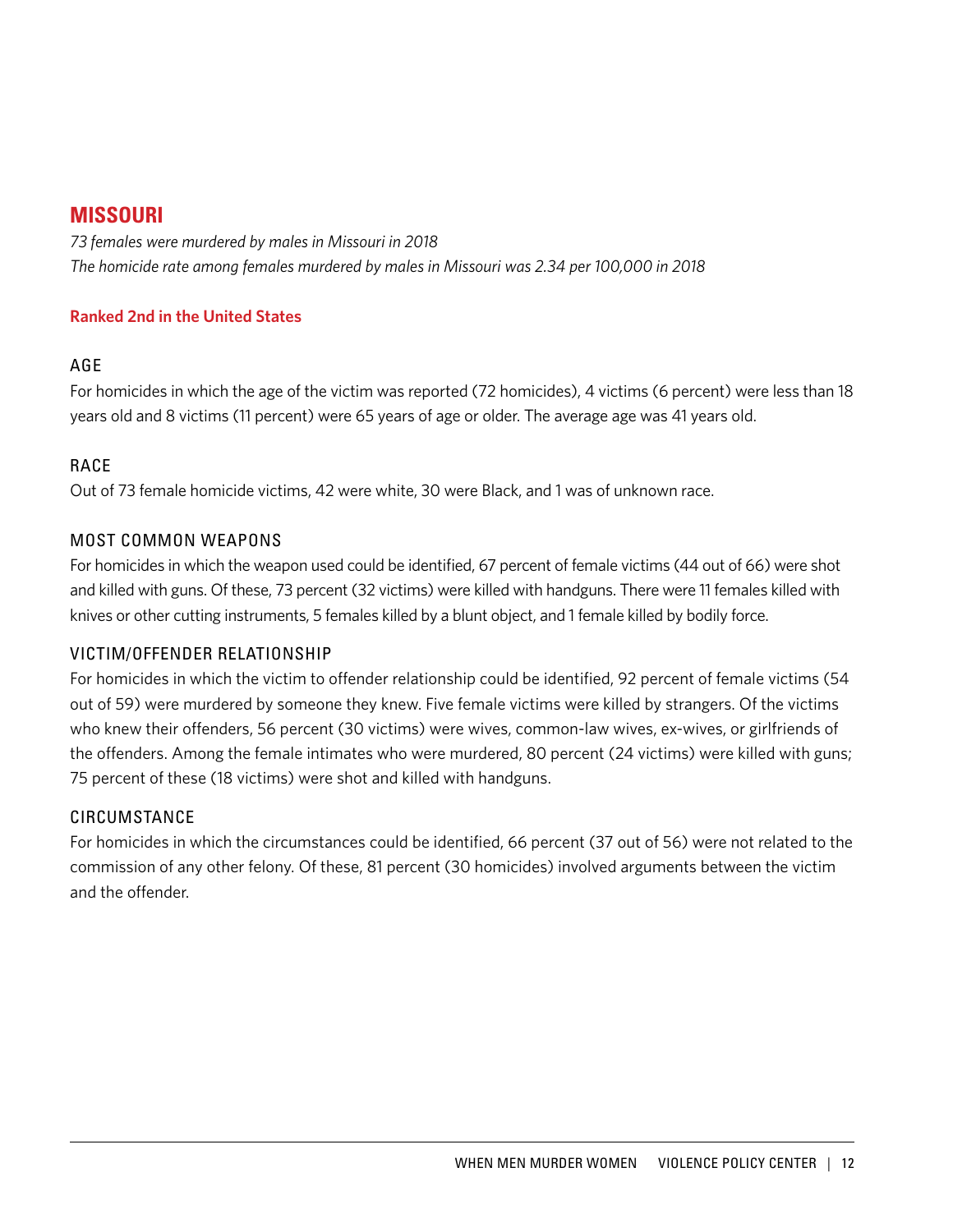## MISSOURI

*73 females were murdered by males in Missouri in 2018*
*The homicide rate among females murdered by males in Missouri was 2.34 per 100,000 in 2018*

**Ranked 2nd in the United States**

### AGE

For homicides in which the age of the victim was reported (72 homicides), 4 victims (6 percent) were less than 18 years old and 8 victims (11 percent) were 65 years of age or older. The average age was 41 years old.

### RACE

Out of 73 female homicide victims, 42 were white, 30 were Black, and 1 was of unknown race.

### MOST COMMON WEAPONS

For homicides in which the weapon used could be identified, 67 percent of female victims (44 out of 66) were shot and killed with guns. Of these, 73 percent (32 victims) were killed with handguns. There were 11 females killed with knives or other cutting instruments, 5 females killed by a blunt object, and 1 female killed by bodily force.

### VICTIM/OFFENDER RELATIONSHIP

For homicides in which the victim to offender relationship could be identified, 92 percent of female victims (54 out of 59) were murdered by someone they knew. Five female victims were killed by strangers. Of the victims who knew their offenders, 56 percent (30 victims) were wives, common-law wives, ex-wives, or girlfriends of the offenders. Among the female intimates who were murdered, 80 percent (24 victims) were killed with guns; 75 percent of these (18 victims) were shot and killed with handguns.

### CIRCUMSTANCE

For homicides in which the circumstances could be identified, 66 percent (37 out of 56) were not related to the commission of any other felony. Of these, 81 percent (30 homicides) involved arguments between the victim and the offender.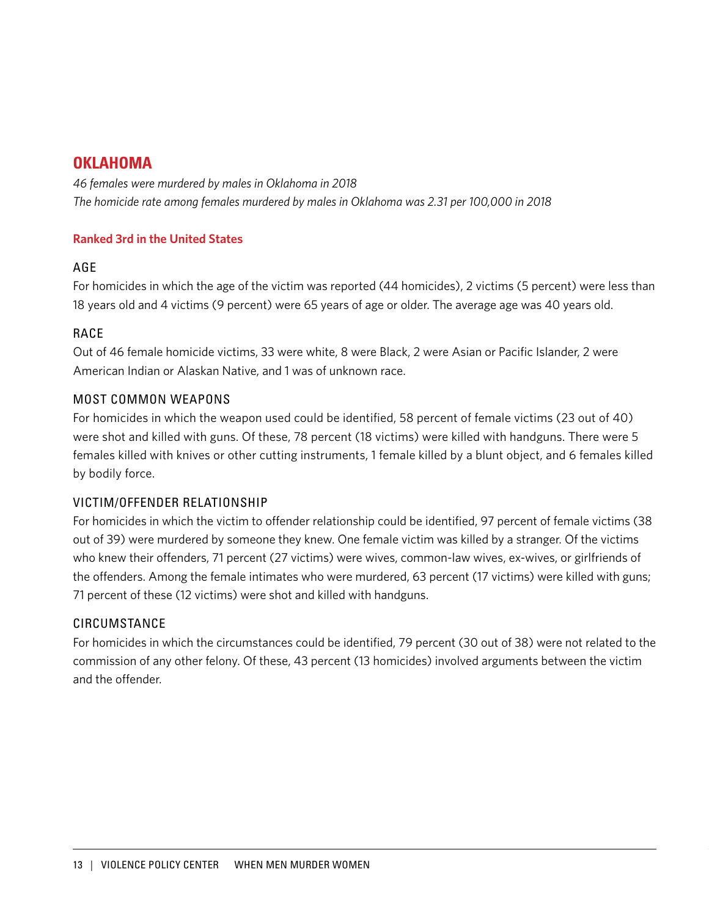## OKLAHOMA

*46 females were murdered by males in Oklahoma in 2018*
*The homicide rate among females murdered by males in Oklahoma was 2.31 per 100,000 in 2018*

**Ranked 3rd in the United States**

### AGE

For homicides in which the age of the victim was reported (44 homicides), 2 victims (5 percent) were less than 18 years old and 4 victims (9 percent) were 65 years of age or older. The average age was 40 years old.

### RACE

Out of 46 female homicide victims, 33 were white, 8 were Black, 2 were Asian or Pacific Islander, 2 were American Indian or Alaskan Native, and 1 was of unknown race.

### MOST COMMON WEAPONS

For homicides in which the weapon used could be identified, 58 percent of female victims (23 out of 40) were shot and killed with guns. Of these, 78 percent (18 victims) were killed with handguns. There were 5 females killed with knives or other cutting instruments, 1 female killed by a blunt object, and 6 females killed by bodily force.

### VICTIM/OFFENDER RELATIONSHIP

For homicides in which the victim to offender relationship could be identified, 97 percent of female victims (38 out of 39) were murdered by someone they knew. One female victim was killed by a stranger. Of the victims who knew their offenders, 71 percent (27 victims) were wives, common-law wives, ex-wives, or girlfriends of the offenders. Among the female intimates who were murdered, 63 percent (17 victims) were killed with guns; 71 percent of these (12 victims) were shot and killed with handguns.

### CIRCUMSTANCE

For homicides in which the circumstances could be identified, 79 percent (30 out of 38) were not related to the commission of any other felony. Of these, 43 percent (13 homicides) involved arguments between the victim and the offender.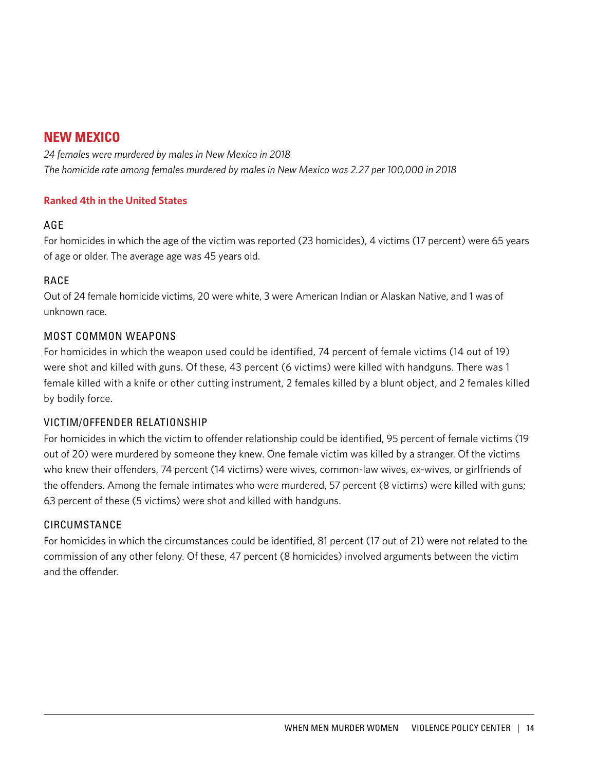## NEW MEXICO

*24 females were murdered by males in New Mexico in 2018*
*The homicide rate among females murdered by males in New Mexico was 2.27 per 100,000 in 2018*

**Ranked 4th in the United States**

### AGE

For homicides in which the age of the victim was reported (23 homicides), 4 victims (17 percent) were 65 years of age or older. The average age was 45 years old.

### RACE

Out of 24 female homicide victims, 20 were white, 3 were American Indian or Alaskan Native, and 1 was of unknown race.

### MOST COMMON WEAPONS

For homicides in which the weapon used could be identified, 74 percent of female victims (14 out of 19) were shot and killed with guns. Of these, 43 percent (6 victims) were killed with handguns. There was 1 female killed with a knife or other cutting instrument, 2 females killed by a blunt object, and 2 females killed by bodily force.

### VICTIM/OFFENDER RELATIONSHIP

For homicides in which the victim to offender relationship could be identified, 95 percent of female victims (19 out of 20) were murdered by someone they knew. One female victim was killed by a stranger. Of the victims who knew their offenders, 74 percent (14 victims) were wives, common-law wives, ex-wives, or girlfriends of the offenders. Among the female intimates who were murdered, 57 percent (8 victims) were killed with guns; 63 percent of these (5 victims) were shot and killed with handguns.

### CIRCUMSTANCE

For homicides in which the circumstances could be identified, 81 percent (17 out of 21) were not related to the commission of any other felony. Of these, 47 percent (8 homicides) involved arguments between the victim and the offender.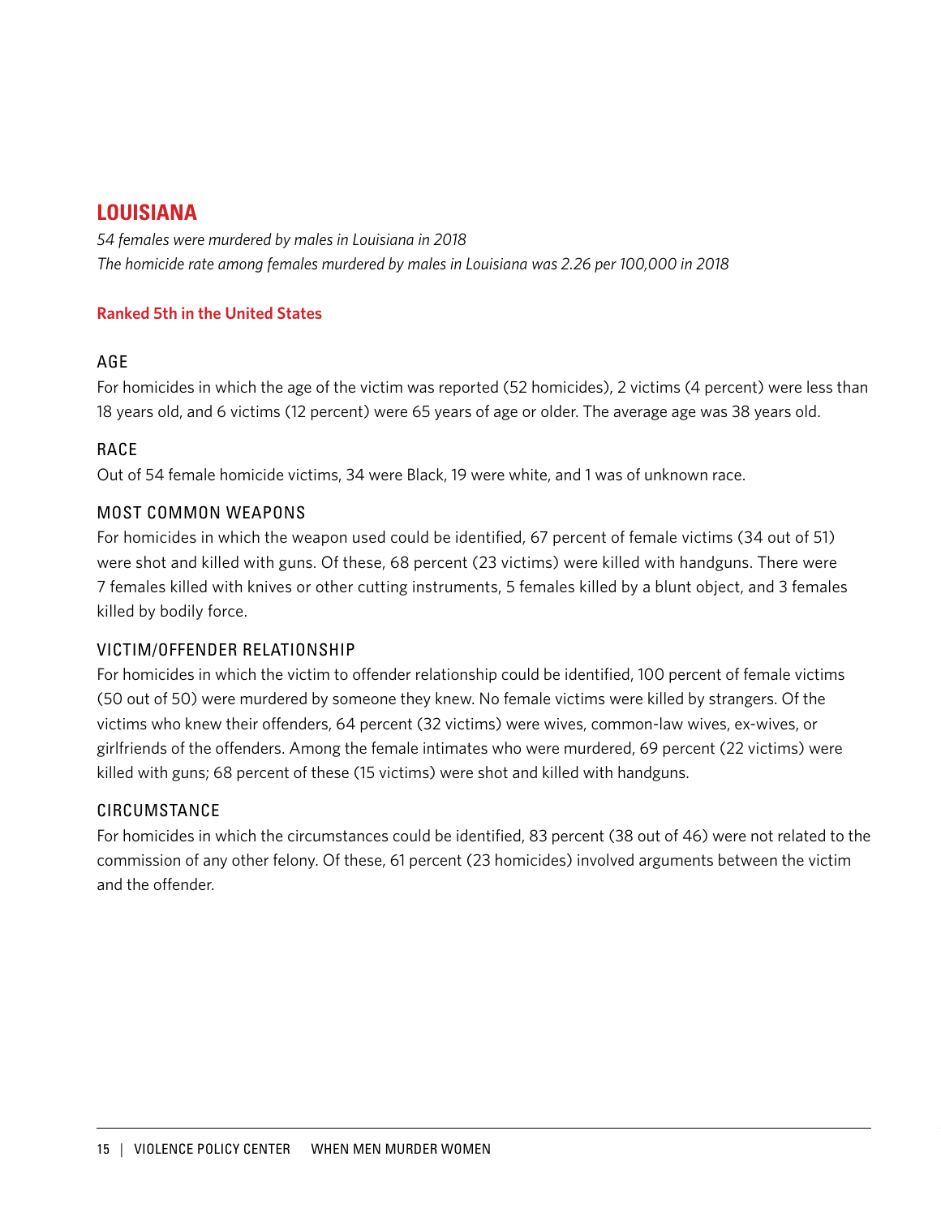## LOUISIANA

*54 females were murdered by males in Louisiana in 2018*
*The homicide rate among females murdered by males in Louisiana was 2.26 per 100,000 in 2018*

**Ranked 5th in the United States**

### AGE

For homicides in which the age of the victim was reported (52 homicides), 2 victims (4 percent) were less than 18 years old, and 6 victims (12 percent) were 65 years of age or older. The average age was 38 years old.

### RACE

Out of 54 female homicide victims, 34 were Black, 19 were white, and 1 was of unknown race.

### MOST COMMON WEAPONS

For homicides in which the weapon used could be identified, 67 percent of female victims (34 out of 51) were shot and killed with guns. Of these, 68 percent (23 victims) were killed with handguns. There were 7 females killed with knives or other cutting instruments, 5 females killed by a blunt object, and 3 females killed by bodily force.

### VICTIM/OFFENDER RELATIONSHIP

For homicides in which the victim to offender relationship could be identified, 100 percent of female victims (50 out of 50) were murdered by someone they knew. No female victims were killed by strangers. Of the victims who knew their offenders, 64 percent (32 victims) were wives, common-law wives, ex-wives, or girlfriends of the offenders. Among the female intimates who were murdered, 69 percent (22 victims) were killed with guns; 68 percent of these (15 victims) were shot and killed with handguns.

### CIRCUMSTANCE

For homicides in which the circumstances could be identified, 83 percent (38 out of 46) were not related to the commission of any other felony. Of these, 61 percent (23 homicides) involved arguments between the victim and the offender.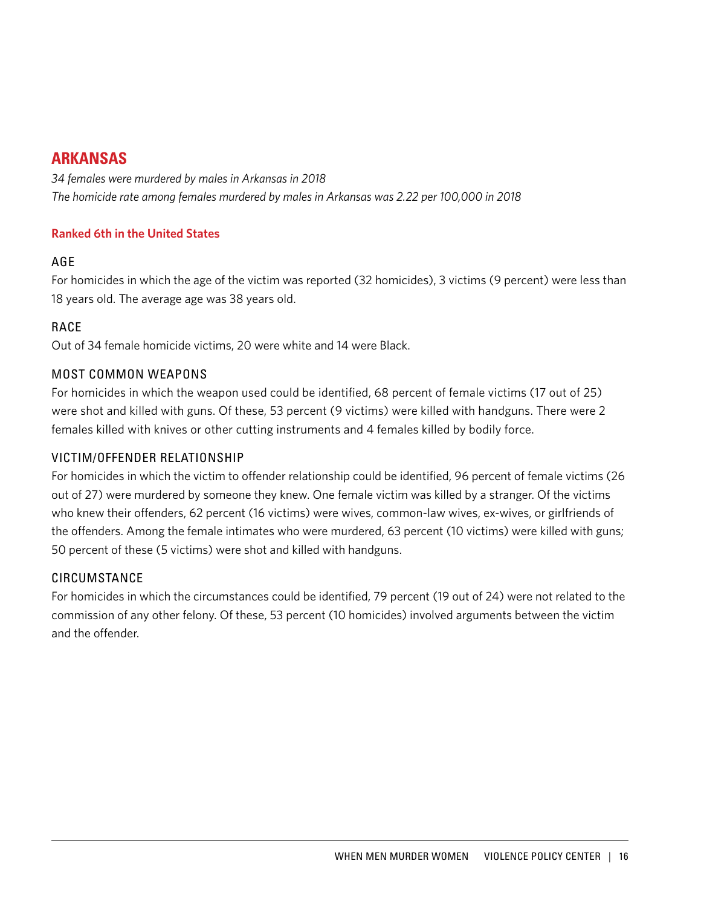## ARKANSAS

*34 females were murdered by males in Arkansas in 2018*
*The homicide rate among females murdered by males in Arkansas was 2.22 per 100,000 in 2018*

**Ranked 6th in the United States**

### AGE

For homicides in which the age of the victim was reported (32 homicides), 3 victims (9 percent) were less than 18 years old. The average age was 38 years old.

### RACE

Out of 34 female homicide victims, 20 were white and 14 were Black.

### MOST COMMON WEAPONS

For homicides in which the weapon used could be identified, 68 percent of female victims (17 out of 25) were shot and killed with guns. Of these, 53 percent (9 victims) were killed with handguns. There were 2 females killed with knives or other cutting instruments and 4 females killed by bodily force.

### VICTIM/OFFENDER RELATIONSHIP

For homicides in which the victim to offender relationship could be identified, 96 percent of female victims (26 out of 27) were murdered by someone they knew. One female victim was killed by a stranger. Of the victims who knew their offenders, 62 percent (16 victims) were wives, common-law wives, ex-wives, or girlfriends of the offenders. Among the female intimates who were murdered, 63 percent (10 victims) were killed with guns; 50 percent of these (5 victims) were shot and killed with handguns.

### CIRCUMSTANCE

For homicides in which the circumstances could be identified, 79 percent (19 out of 24) were not related to the commission of any other felony. Of these, 53 percent (10 homicides) involved arguments between the victim and the offender.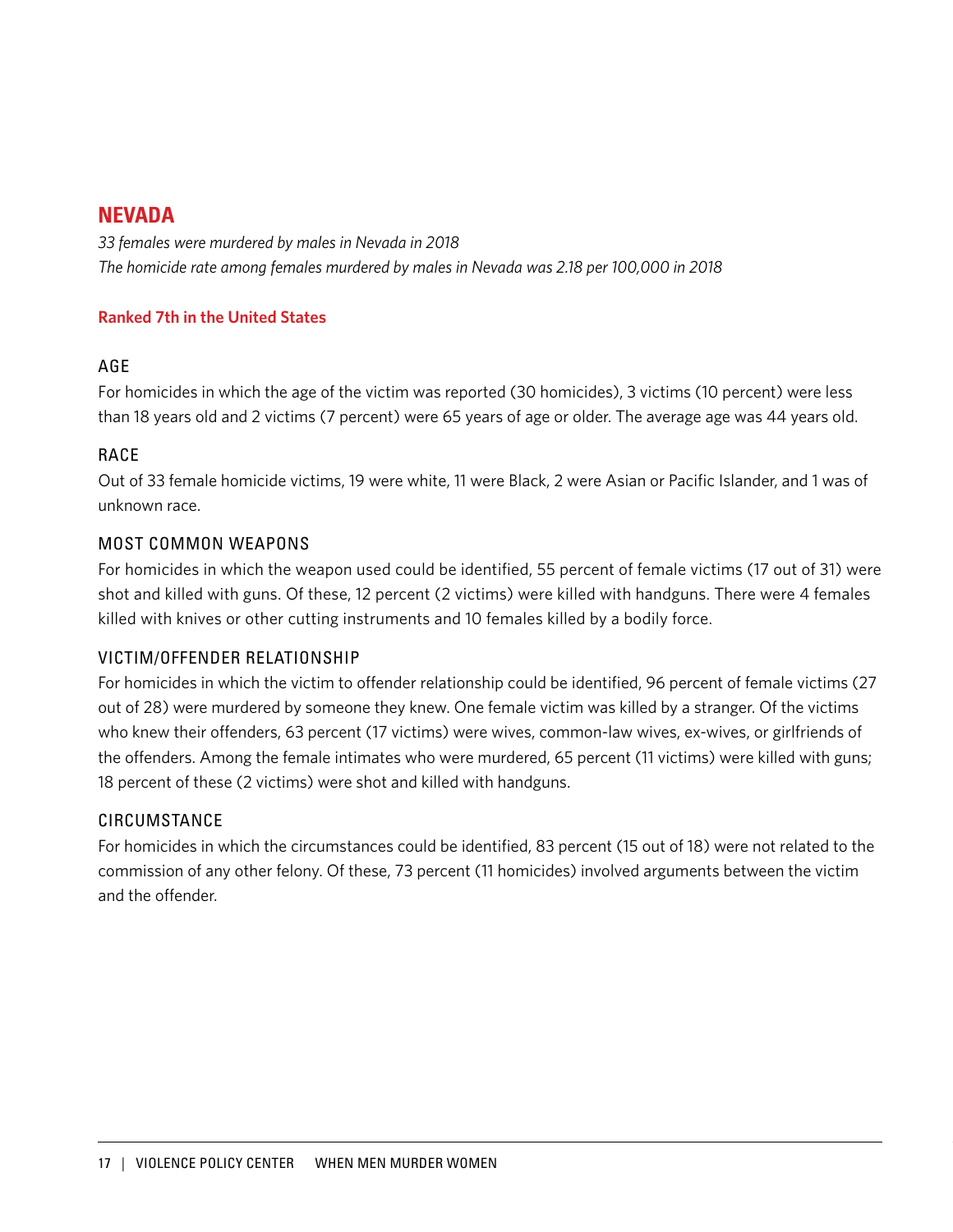## NEVADA

*33 females were murdered by males in Nevada in 2018*
*The homicide rate among females murdered by males in Nevada was 2.18 per 100,000 in 2018*

**Ranked 7th in the United States**

### AGE

For homicides in which the age of the victim was reported (30 homicides), 3 victims (10 percent) were less than 18 years old and 2 victims (7 percent) were 65 years of age or older. The average age was 44 years old.

### RACE

Out of 33 female homicide victims, 19 were white, 11 were Black, 2 were Asian or Pacific Islander, and 1 was of unknown race.

### MOST COMMON WEAPONS

For homicides in which the weapon used could be identified, 55 percent of female victims (17 out of 31) were shot and killed with guns. Of these, 12 percent (2 victims) were killed with handguns. There were 4 females killed with knives or other cutting instruments and 10 females killed by a bodily force.

### VICTIM/OFFENDER RELATIONSHIP

For homicides in which the victim to offender relationship could be identified, 96 percent of female victims (27 out of 28) were murdered by someone they knew. One female victim was killed by a stranger. Of the victims who knew their offenders, 63 percent (17 victims) were wives, common-law wives, ex-wives, or girlfriends of the offenders. Among the female intimates who were murdered, 65 percent (11 victims) were killed with guns; 18 percent of these (2 victims) were shot and killed with handguns.

### CIRCUMSTANCE

For homicides in which the circumstances could be identified, 83 percent (15 out of 18) were not related to the commission of any other felony. Of these, 73 percent (11 homicides) involved arguments between the victim and the offender.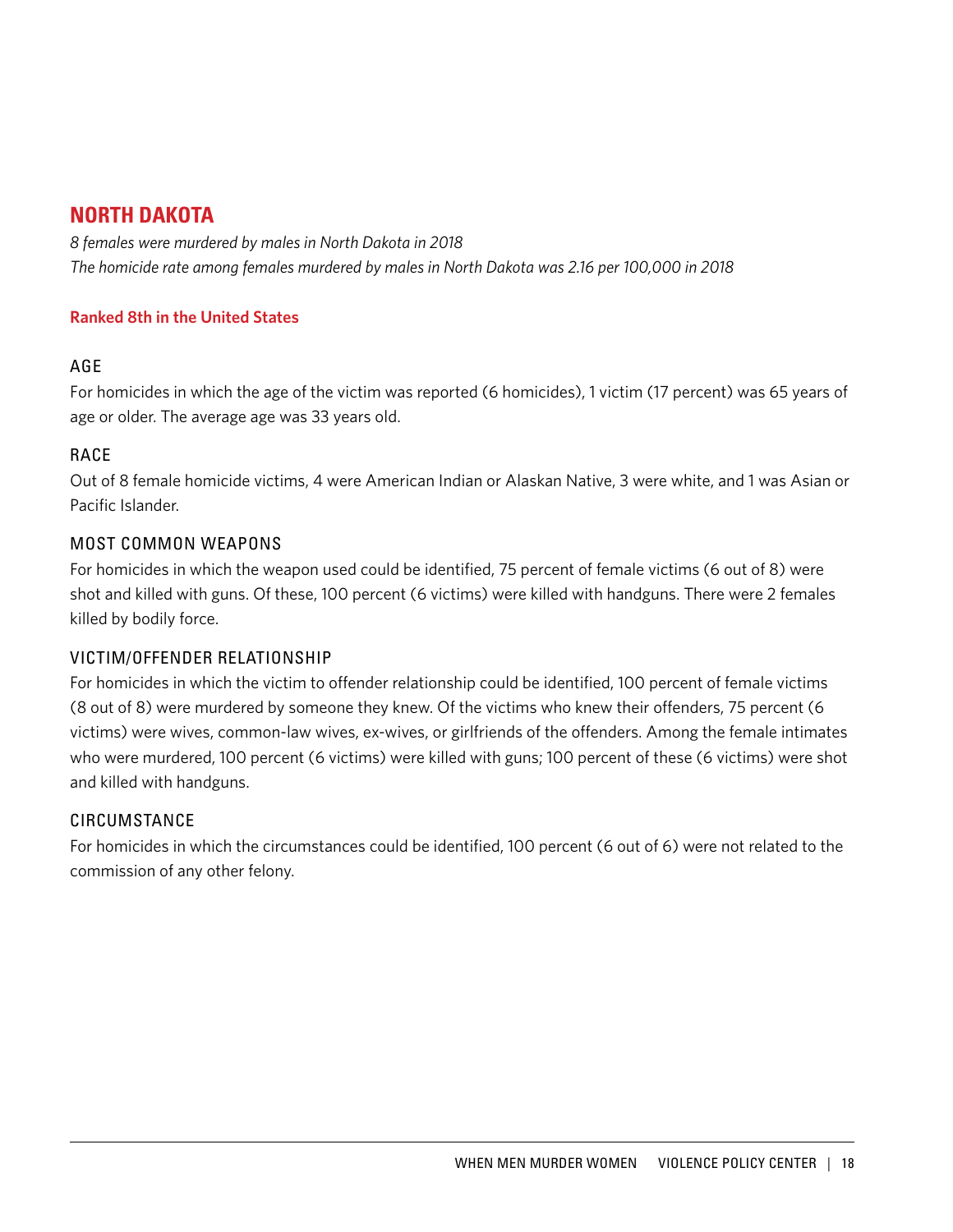## NORTH DAKOTA

*8 females were murdered by males in North Dakota in 2018*
*The homicide rate among females murdered by males in North Dakota was 2.16 per 100,000 in 2018*

**Ranked 8th in the United States**

### AGE

For homicides in which the age of the victim was reported (6 homicides), 1 victim (17 percent) was 65 years of age or older. The average age was 33 years old.

### RACE

Out of 8 female homicide victims, 4 were American Indian or Alaskan Native, 3 were white, and 1 was Asian or Pacific Islander.

### MOST COMMON WEAPONS

For homicides in which the weapon used could be identified, 75 percent of female victims (6 out of 8) were shot and killed with guns. Of these, 100 percent (6 victims) were killed with handguns. There were 2 females killed by bodily force.

### VICTIM/OFFENDER RELATIONSHIP

For homicides in which the victim to offender relationship could be identified, 100 percent of female victims (8 out of 8) were murdered by someone they knew. Of the victims who knew their offenders, 75 percent (6 victims) were wives, common-law wives, ex-wives, or girlfriends of the offenders. Among the female intimates who were murdered, 100 percent (6 victims) were killed with guns; 100 percent of these (6 victims) were shot and killed with handguns.

### CIRCUMSTANCE

For homicides in which the circumstances could be identified, 100 percent (6 out of 6) were not related to the commission of any other felony.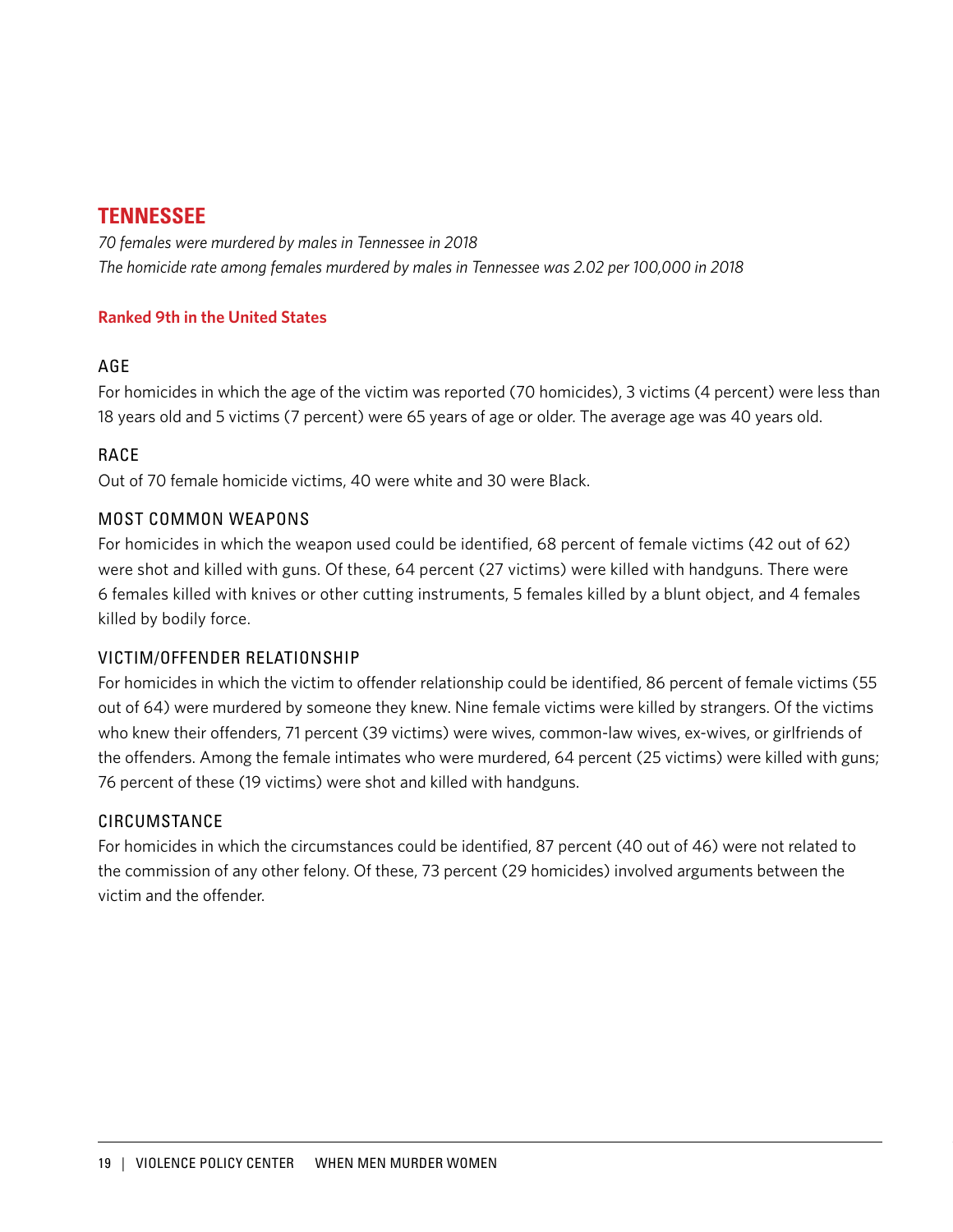## TENNESSEE

*70 females were murdered by males in Tennessee in 2018*
*The homicide rate among females murdered by males in Tennessee was 2.02 per 100,000 in 2018*

**Ranked 9th in the United States**

### AGE

For homicides in which the age of the victim was reported (70 homicides), 3 victims (4 percent) were less than 18 years old and 5 victims (7 percent) were 65 years of age or older. The average age was 40 years old.

### RACE

Out of 70 female homicide victims, 40 were white and 30 were Black.

### MOST COMMON WEAPONS

For homicides in which the weapon used could be identified, 68 percent of female victims (42 out of 62) were shot and killed with guns. Of these, 64 percent (27 victims) were killed with handguns. There were 6 females killed with knives or other cutting instruments, 5 females killed by a blunt object, and 4 females killed by bodily force.

### VICTIM/OFFENDER RELATIONSHIP

For homicides in which the victim to offender relationship could be identified, 86 percent of female victims (55 out of 64) were murdered by someone they knew. Nine female victims were killed by strangers. Of the victims who knew their offenders, 71 percent (39 victims) were wives, common-law wives, ex-wives, or girlfriends of the offenders. Among the female intimates who were murdered, 64 percent (25 victims) were killed with guns; 76 percent of these (19 victims) were shot and killed with handguns.

### CIRCUMSTANCE

For homicides in which the circumstances could be identified, 87 percent (40 out of 46) were not related to the commission of any other felony. Of these, 73 percent (29 homicides) involved arguments between the victim and the offender.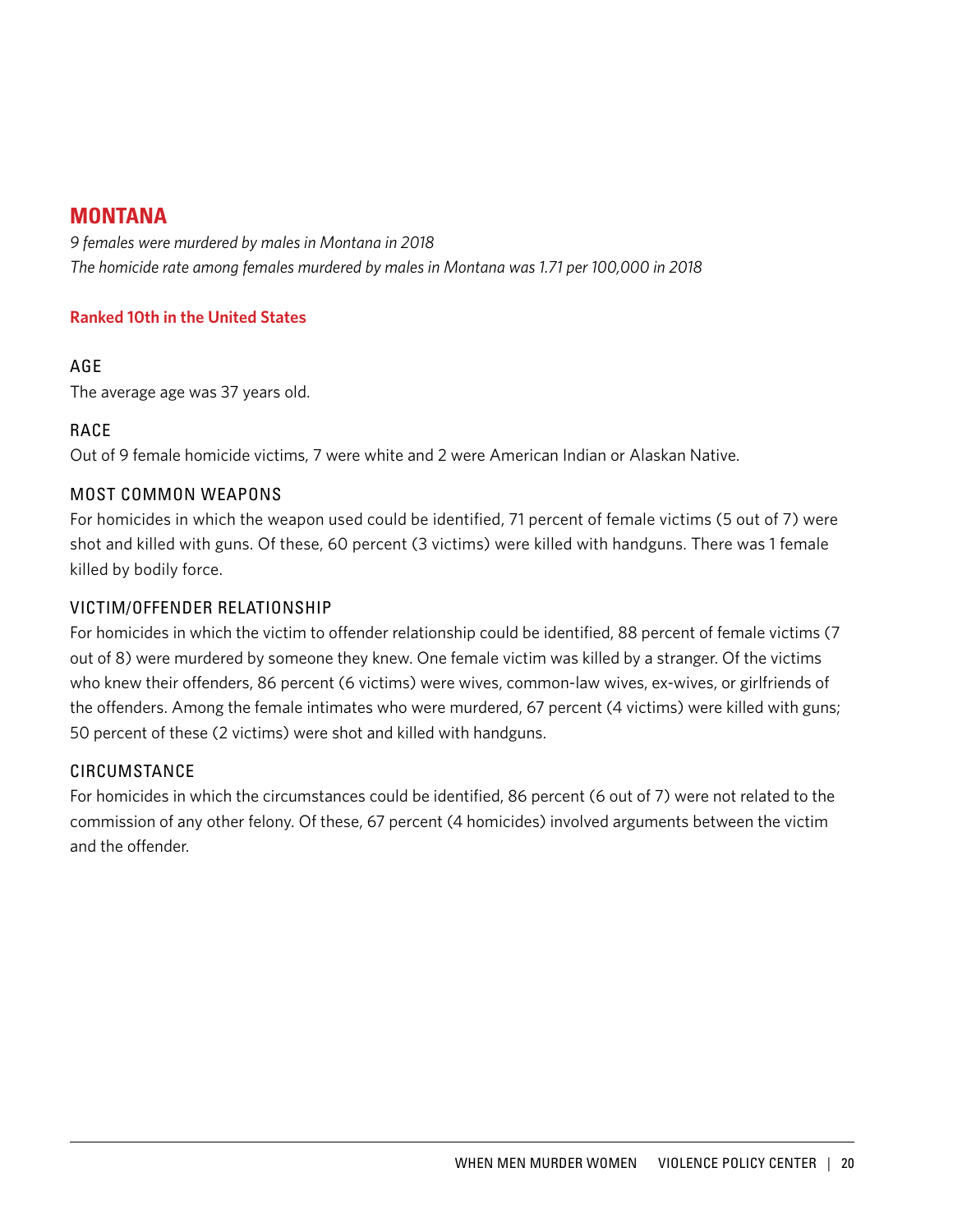## MONTANA

*9 females were murdered by males in Montana in 2018*
*The homicide rate among females murdered by males in Montana was 1.71 per 100,000 in 2018*

**Ranked 10th in the United States**

### AGE

The average age was 37 years old.

### RACE

Out of 9 female homicide victims, 7 were white and 2 were American Indian or Alaskan Native.

### MOST COMMON WEAPONS

For homicides in which the weapon used could be identified, 71 percent of female victims (5 out of 7) were shot and killed with guns. Of these, 60 percent (3 victims) were killed with handguns. There was 1 female killed by bodily force.

### VICTIM/OFFENDER RELATIONSHIP

For homicides in which the victim to offender relationship could be identified, 88 percent of female victims (7 out of 8) were murdered by someone they knew. One female victim was killed by a stranger. Of the victims who knew their offenders, 86 percent (6 victims) were wives, common-law wives, ex-wives, or girlfriends of the offenders. Among the female intimates who were murdered, 67 percent (4 victims) were killed with guns; 50 percent of these (2 victims) were shot and killed with handguns.

### CIRCUMSTANCE

For homicides in which the circumstances could be identified, 86 percent (6 out of 7) were not related to the commission of any other felony. Of these, 67 percent (4 homicides) involved arguments between the victim and the offender.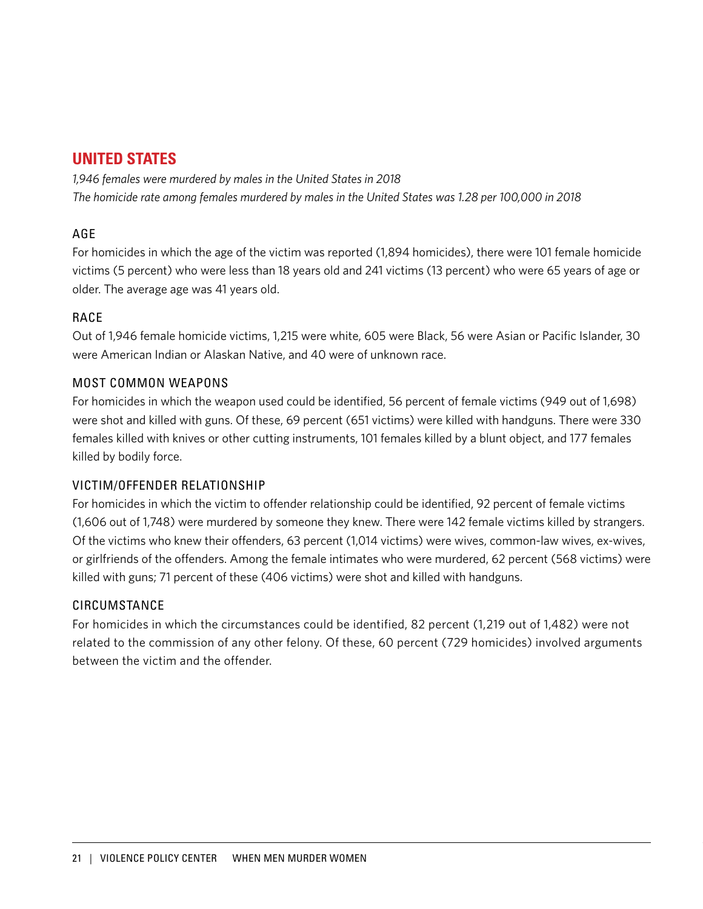## UNITED STATES

*1,946 females were murdered by males in the United States in 2018*
*The homicide rate among females murdered by males in the United States was 1.28 per 100,000 in 2018*

### AGE

For homicides in which the age of the victim was reported (1,894 homicides), there were 101 female homicide victims (5 percent) who were less than 18 years old and 241 victims (13 percent) who were 65 years of age or older. The average age was 41 years old.

### RACE

Out of 1,946 female homicide victims, 1,215 were white, 605 were Black, 56 were Asian or Pacific Islander, 30 were American Indian or Alaskan Native, and 40 were of unknown race.

### MOST COMMON WEAPONS

For homicides in which the weapon used could be identified, 56 percent of female victims (949 out of 1,698) were shot and killed with guns. Of these, 69 percent (651 victims) were killed with handguns. There were 330 females killed with knives or other cutting instruments, 101 females killed by a blunt object, and 177 females killed by bodily force.

### VICTIM/OFFENDER RELATIONSHIP

For homicides in which the victim to offender relationship could be identified, 92 percent of female victims (1,606 out of 1,748) were murdered by someone they knew. There were 142 female victims killed by strangers. Of the victims who knew their offenders, 63 percent (1,014 victims) were wives, common-law wives, ex-wives, or girlfriends of the offenders. Among the female intimates who were murdered, 62 percent (568 victims) were killed with guns; 71 percent of these (406 victims) were shot and killed with handguns.

### CIRCUMSTANCE

For homicides in which the circumstances could be identified, 82 percent (1,219 out of 1,482) were not related to the commission of any other felony. Of these, 60 percent (729 homicides) involved arguments between the victim and the offender.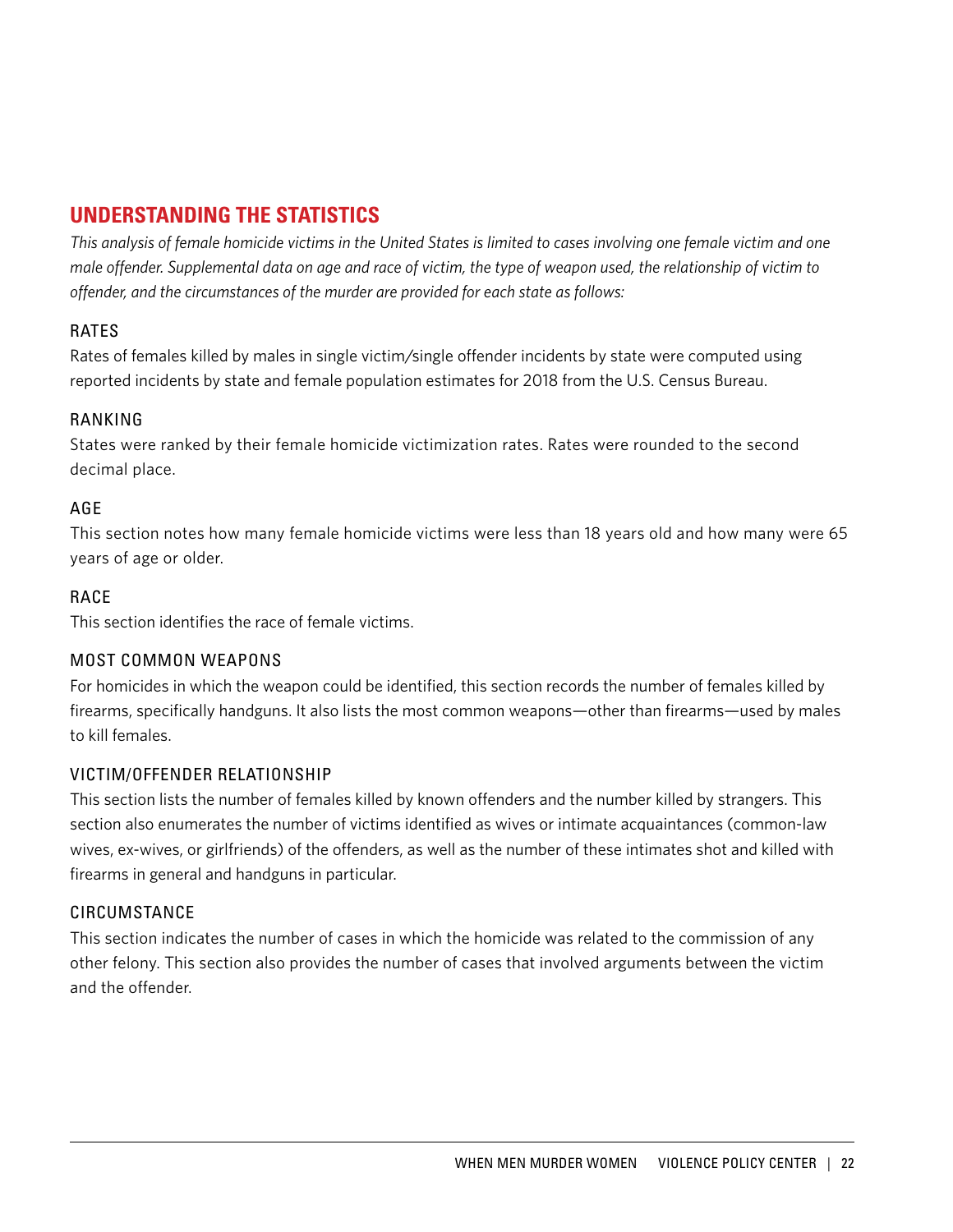## UNDERSTANDING THE STATISTICS

*This analysis of female homicide victims in the United States is limited to cases involving one female victim and one male offender. Supplemental data on age and race of victim, the type of weapon used, the relationship of victim to offender, and the circumstances of the murder are provided for each state as follows:*

### RATES

Rates of females killed by males in single victim/single offender incidents by state were computed using reported incidents by state and female population estimates for 2018 from the U.S. Census Bureau.

### RANKING

States were ranked by their female homicide victimization rates. Rates were rounded to the second decimal place.

### AGE

This section notes how many female homicide victims were less than 18 years old and how many were 65 years of age or older.

### RACE

This section identifies the race of female victims.

### MOST COMMON WEAPONS

For homicides in which the weapon could be identified, this section records the number of females killed by firearms, specifically handguns. It also lists the most common weapons—other than firearms—used by males to kill females.

### VICTIM/OFFENDER RELATIONSHIP

This section lists the number of females killed by known offenders and the number killed by strangers. This section also enumerates the number of victims identified as wives or intimate acquaintances (common-law wives, ex-wives, or girlfriends) of the offenders, as well as the number of these intimates shot and killed with firearms in general and handguns in particular.

### CIRCUMSTANCE

This section indicates the number of cases in which the homicide was related to the commission of any other felony. This section also provides the number of cases that involved arguments between the victim and the offender.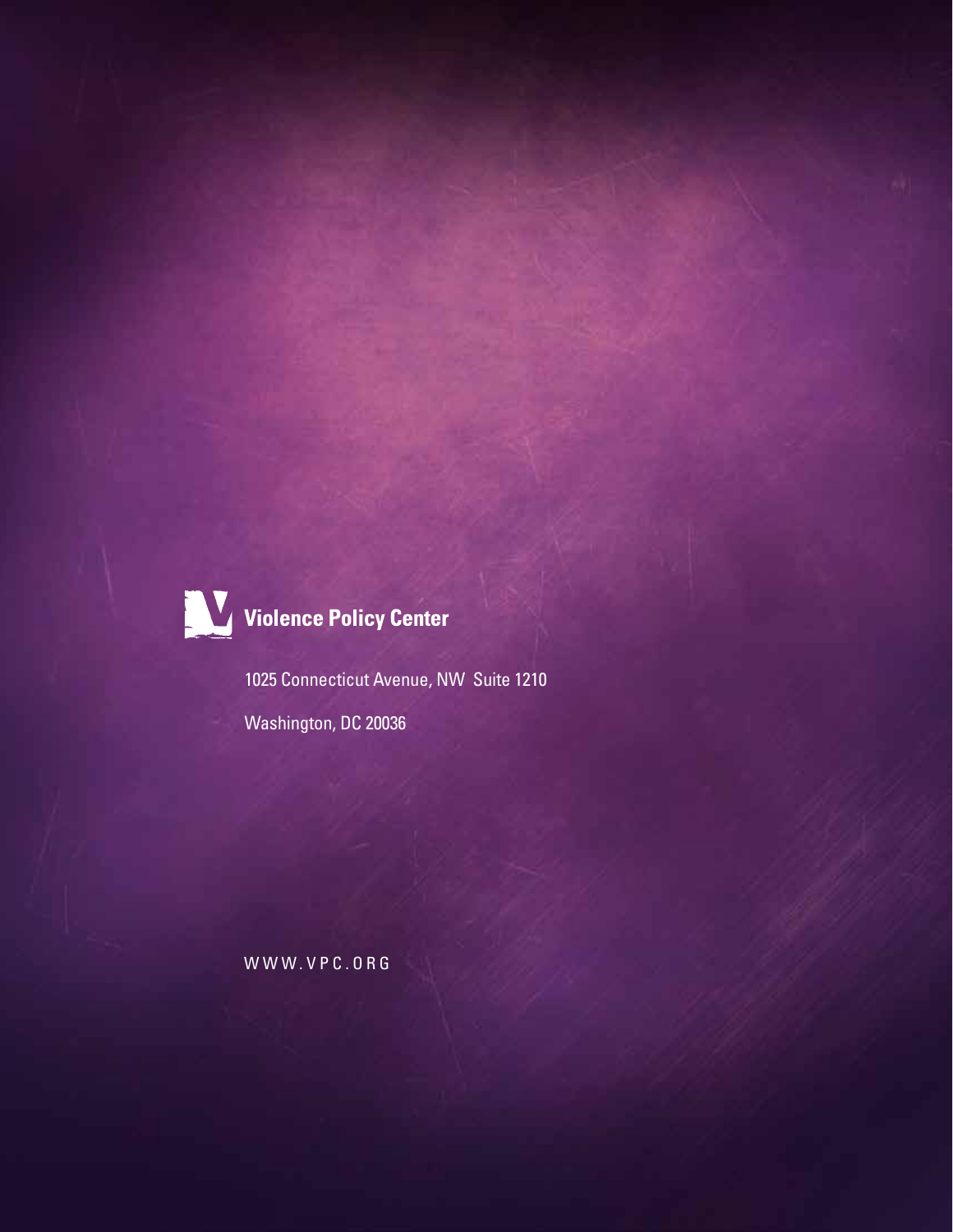**Violence Policy Center**

1025 Connecticut Avenue, NW Suite 1210

Washington, DC 20036

WWW.VPC.ORG